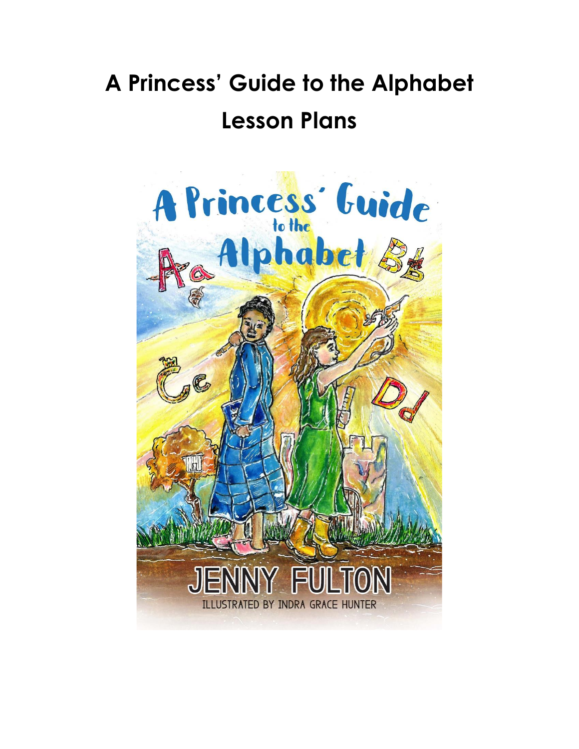# A Princess' Guide to the Alphabet
# Lesson Plans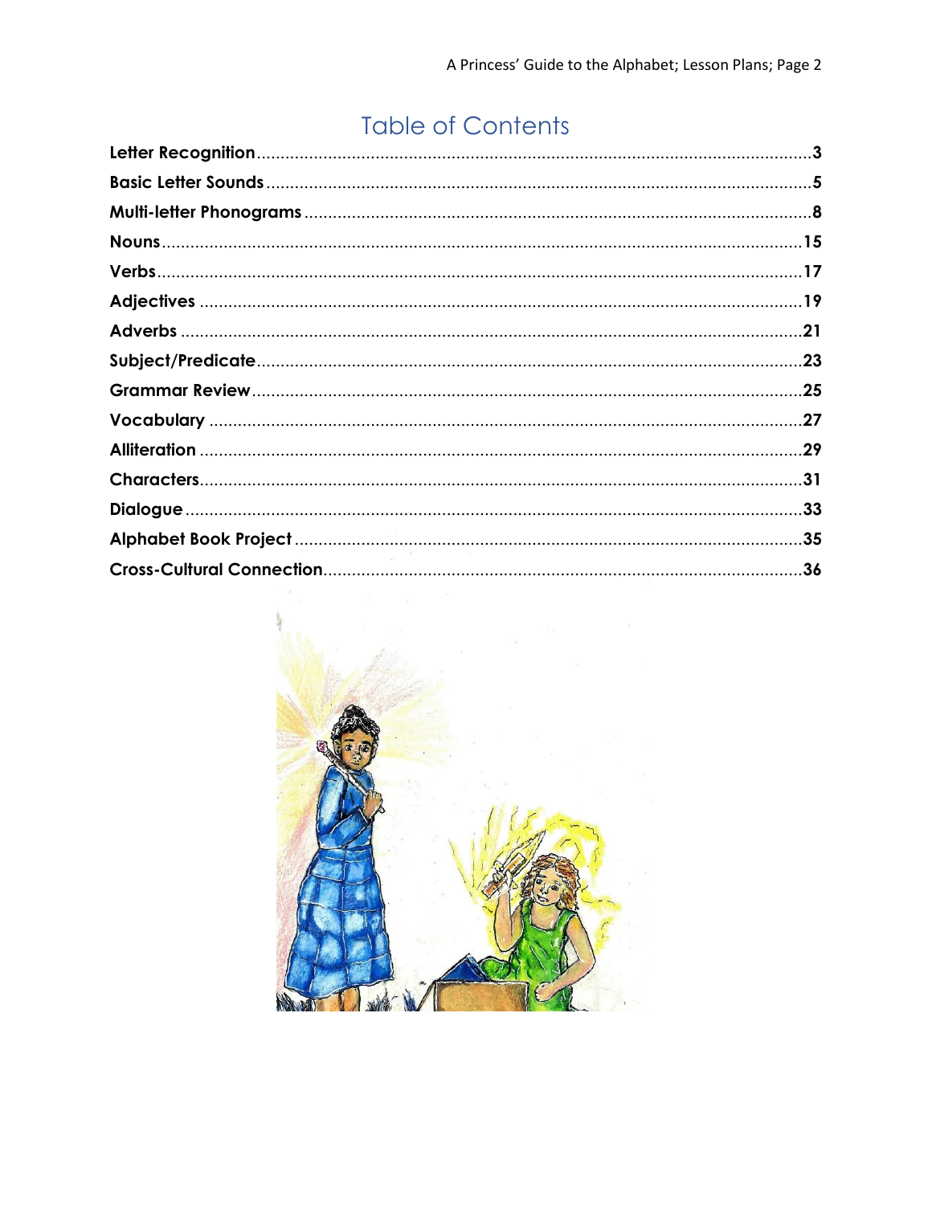# Table of Contents

- **Letter Recognition** .......... 3
- **Basic Letter Sounds** .......... 5
- **Multi-letter Phonograms** .......... 8
- **Nouns** .......... 15
- **Verbs** .......... 17
- **Adjectives** .......... 19
- **Adverbs** .......... 21
- **Subject/Predicate** .......... 23
- **Grammar Review** .......... 25
- **Vocabulary** .......... 27
- **Alliteration** .......... 29
- **Characters** .......... 31
- **Dialogue** .......... 33
- **Alphabet Book Project** .......... 35
- **Cross-Cultural Connection** .......... 36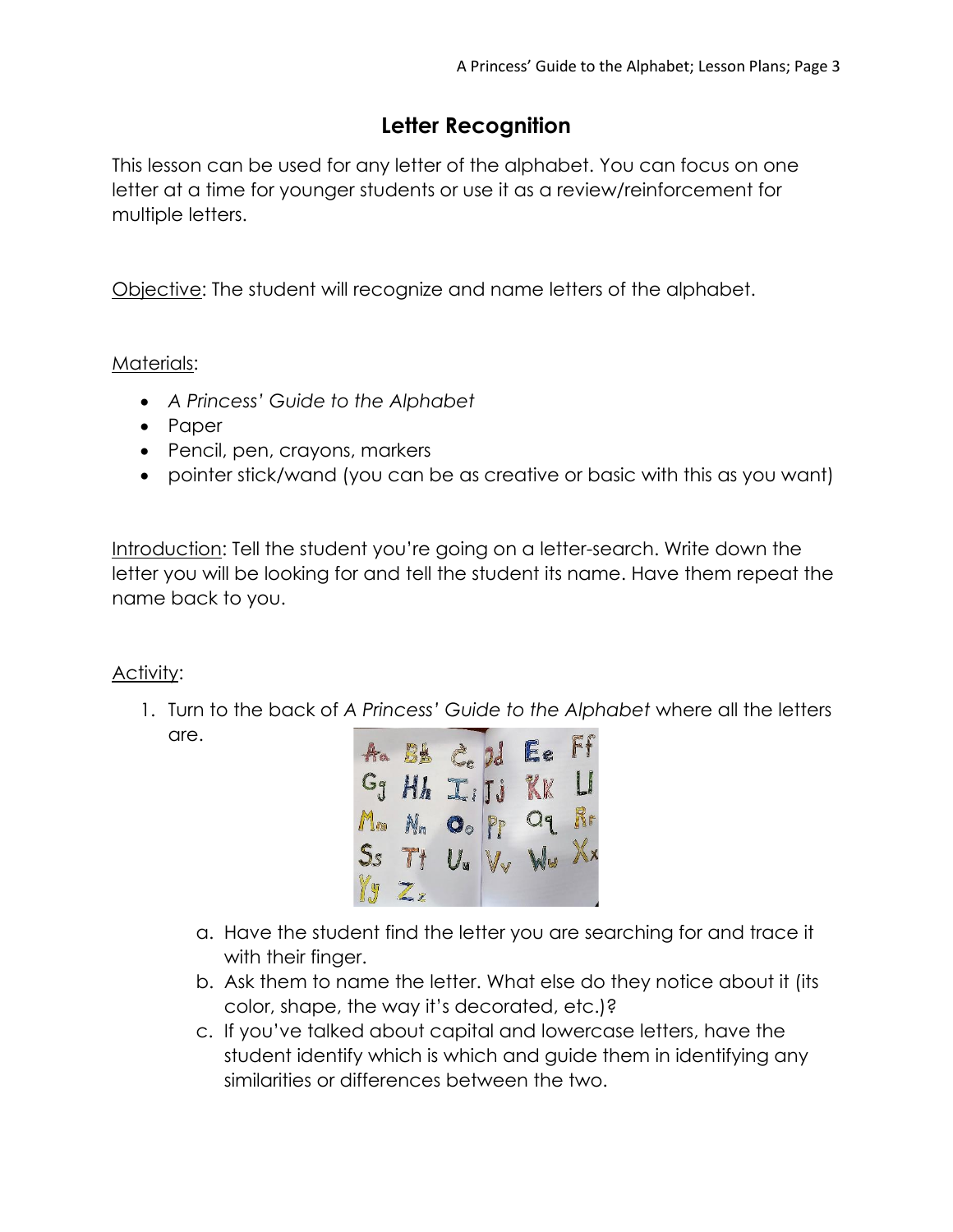## Letter Recognition

This lesson can be used for any letter of the alphabet. You can focus on one letter at a time for younger students or use it as a review/reinforcement for multiple letters.

Objective: The student will recognize and name letters of the alphabet.

Materials:

- *A Princess' Guide to the Alphabet*
- Paper
- Pencil, pen, crayons, markers
- pointer stick/wand (you can be as creative or basic with this as you want)

Introduction: Tell the student you're going on a letter-search. Write down the letter you will be looking for and tell the student its name. Have them repeat the name back to you.

Activity:

1. Turn to the back of *A Princess' Guide to the Alphabet* where all the letters are.
   a. Have the student find the letter you are searching for and trace it with their finger.
   b. Ask them to name the letter. What else do they notice about it (its color, shape, the way it's decorated, etc.)?
   c. If you've talked about capital and lowercase letters, have the student identify which is which and guide them in identifying any similarities or differences between the two.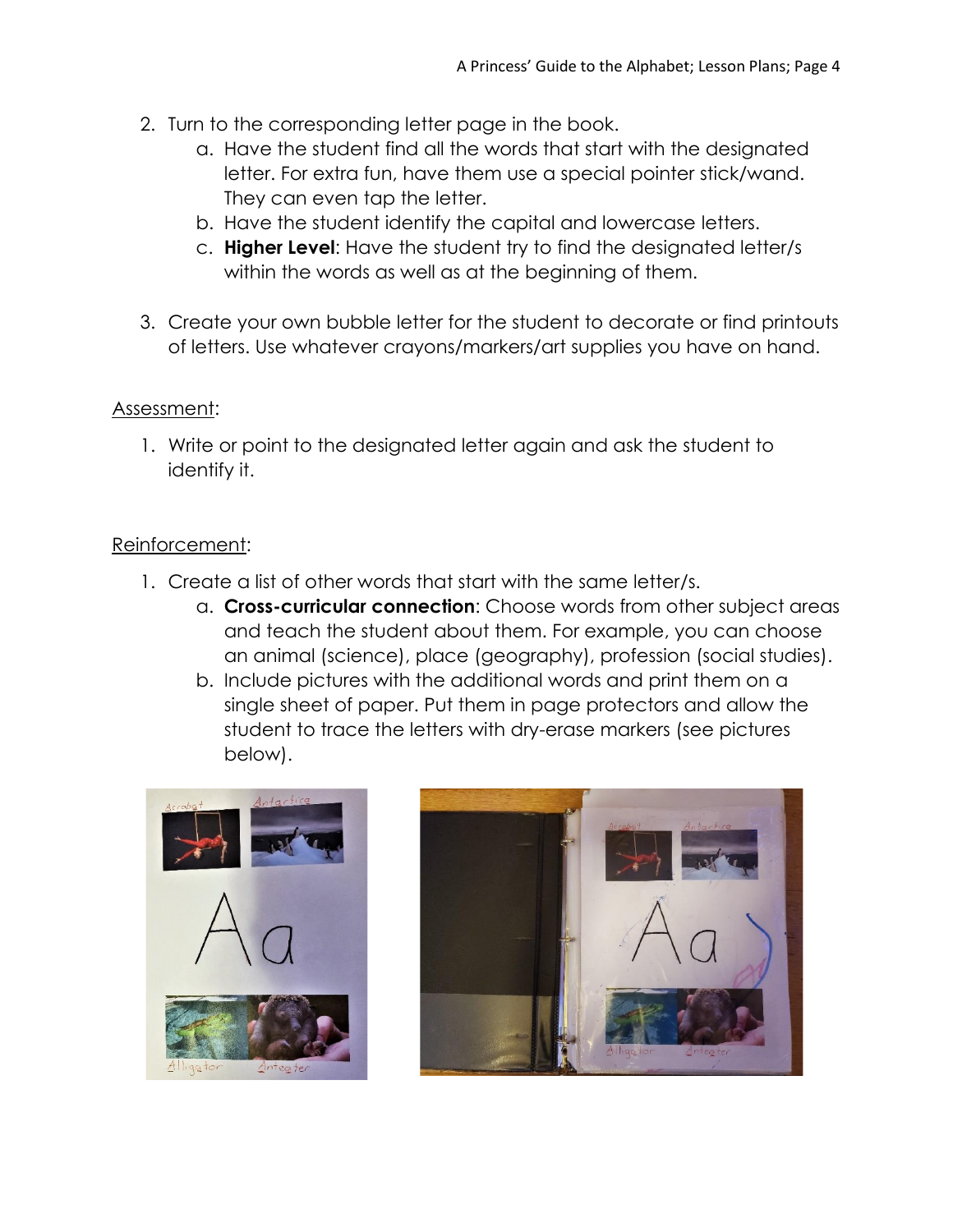2. Turn to the corresponding letter page in the book.
    a. Have the student find all the words that start with the designated letter. For extra fun, have them use a special pointer stick/wand. They can even tap the letter.
    b. Have the student identify the capital and lowercase letters.
    c. **Higher Level**: Have the student try to find the designated letter/s within the words as well as at the beginning of them.

3. Create your own bubble letter for the student to decorate or find printouts of letters. Use whatever crayons/markers/art supplies you have on hand.

Assessment:

1. Write or point to the designated letter again and ask the student to identify it.

Reinforcement:

1. Create a list of other words that start with the same letter/s.
    a. **Cross-curricular connection**: Choose words from other subject areas and teach the student about them. For example, you can choose an animal (science), place (geography), profession (social studies).
    b. Include pictures with the additional words and print them on a single sheet of paper. Put them in page protectors and allow the student to trace the letters with dry-erase markers (see pictures below).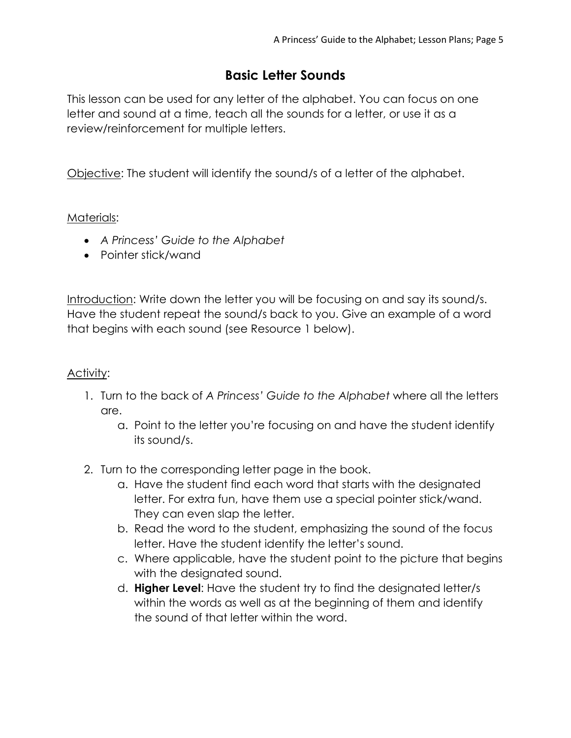# Basic Letter Sounds

This lesson can be used for any letter of the alphabet. You can focus on one letter and sound at a time, teach all the sounds for a letter, or use it as a review/reinforcement for multiple letters.

Objective: The student will identify the sound/s of a letter of the alphabet.

Materials:

- *A Princess' Guide to the Alphabet*
- Pointer stick/wand

Introduction: Write down the letter you will be focusing on and say its sound/s. Have the student repeat the sound/s back to you. Give an example of a word that begins with each sound (see Resource 1 below).

Activity:

1. Turn to the back of *A Princess' Guide to the Alphabet* where all the letters are.
    a. Point to the letter you're focusing on and have the student identify its sound/s.
2. Turn to the corresponding letter page in the book.
    a. Have the student find each word that starts with the designated letter. For extra fun, have them use a special pointer stick/wand. They can even slap the letter.
    b. Read the word to the student, emphasizing the sound of the focus letter. Have the student identify the letter's sound.
    c. Where applicable, have the student point to the picture that begins with the designated sound.
    d. **Higher Level**: Have the student try to find the designated letter/s within the words as well as at the beginning of them and identify the sound of that letter within the word.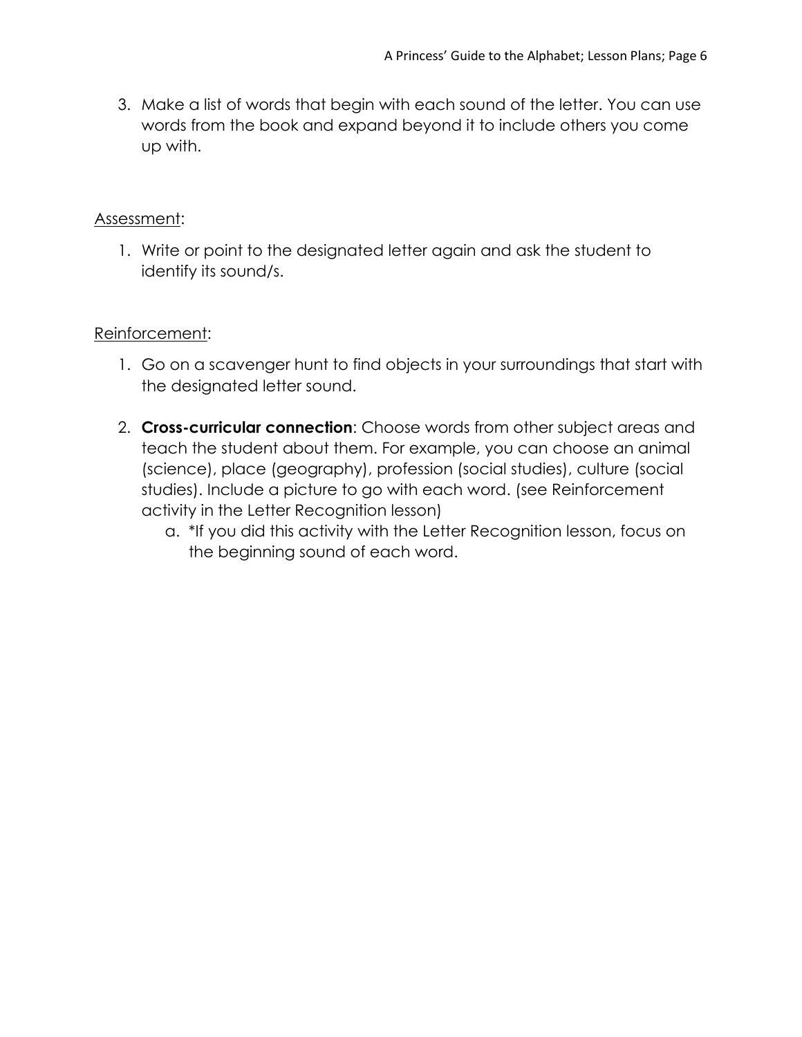3. Make a list of words that begin with each sound of the letter. You can use words from the book and expand beyond it to include others you come up with.

Assessment:

1. Write or point to the designated letter again and ask the student to identify its sound/s.

Reinforcement:

1. Go on a scavenger hunt to find objects in your surroundings that start with the designated letter sound.

2. **Cross-curricular connection**: Choose words from other subject areas and teach the student about them. For example, you can choose an animal (science), place (geography), profession (social studies), culture (social studies). Include a picture to go with each word. (see Reinforcement activity in the Letter Recognition lesson)
   a. *If you did this activity with the Letter Recognition lesson, focus on the beginning sound of each word.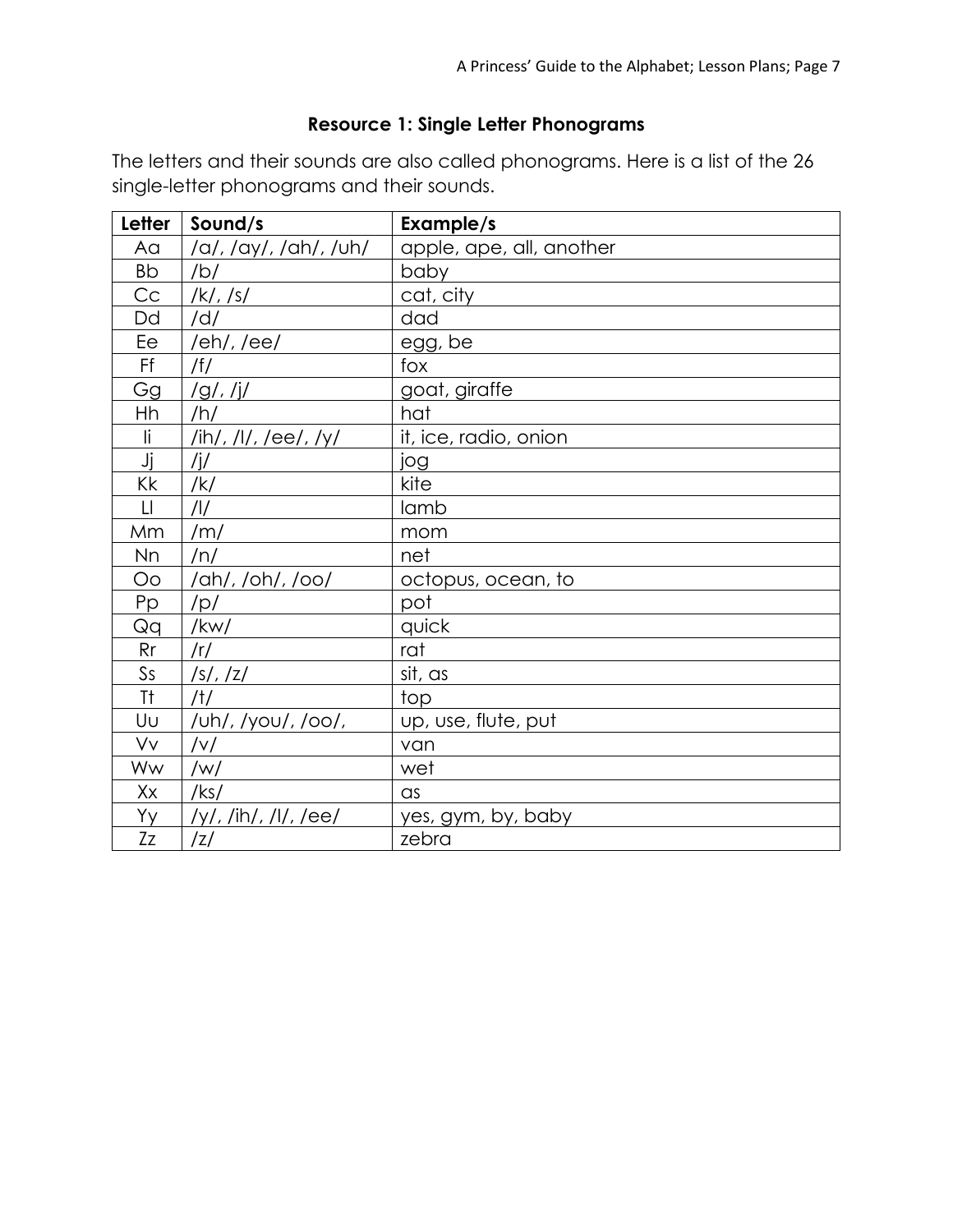## Resource 1: Single Letter Phonograms

The letters and their sounds are also called phonograms. Here is a list of the 26 single-letter phonograms and their sounds.

| Letter | Sound/s | Example/s |
|---|---|---|
| Aa | /a/, /ay/, /ah/, /uh/ | apple, ape, all, another |
| Bb | /b/ | baby |
| Cc | /k/, /s/ | cat, city |
| Dd | /d/ | dad |
| Ee | /eh/, /ee/ | egg, be |
| Ff | /f/ | fox |
| Gg | /g/, /j/ | goat, giraffe |
| Hh | /h/ | hat |
| Ii | /ih/, /I/, /ee/, /y/ | it, ice, radio, onion |
| Jj | /j/ | jog |
| Kk | /k/ | kite |
| Ll | /l/ | lamb |
| Mm | /m/ | mom |
| Nn | /n/ | net |
| Oo | /ah/, /oh/, /oo/ | octopus, ocean, to |
| Pp | /p/ | pot |
| Qq | /kw/ | quick |
| Rr | /r/ | rat |
| Ss | /s/, /z/ | sit, as |
| Tt | /t/ | top |
| Uu | /uh/, /you/, /oo/, | up, use, flute, put |
| Vv | /v/ | van |
| Ww | /w/ | wet |
| Xx | /ks/ | as |
| Yy | /y/, /ih/, /I/, /ee/ | yes, gym, by, baby |
| Zz | /z/ | zebra |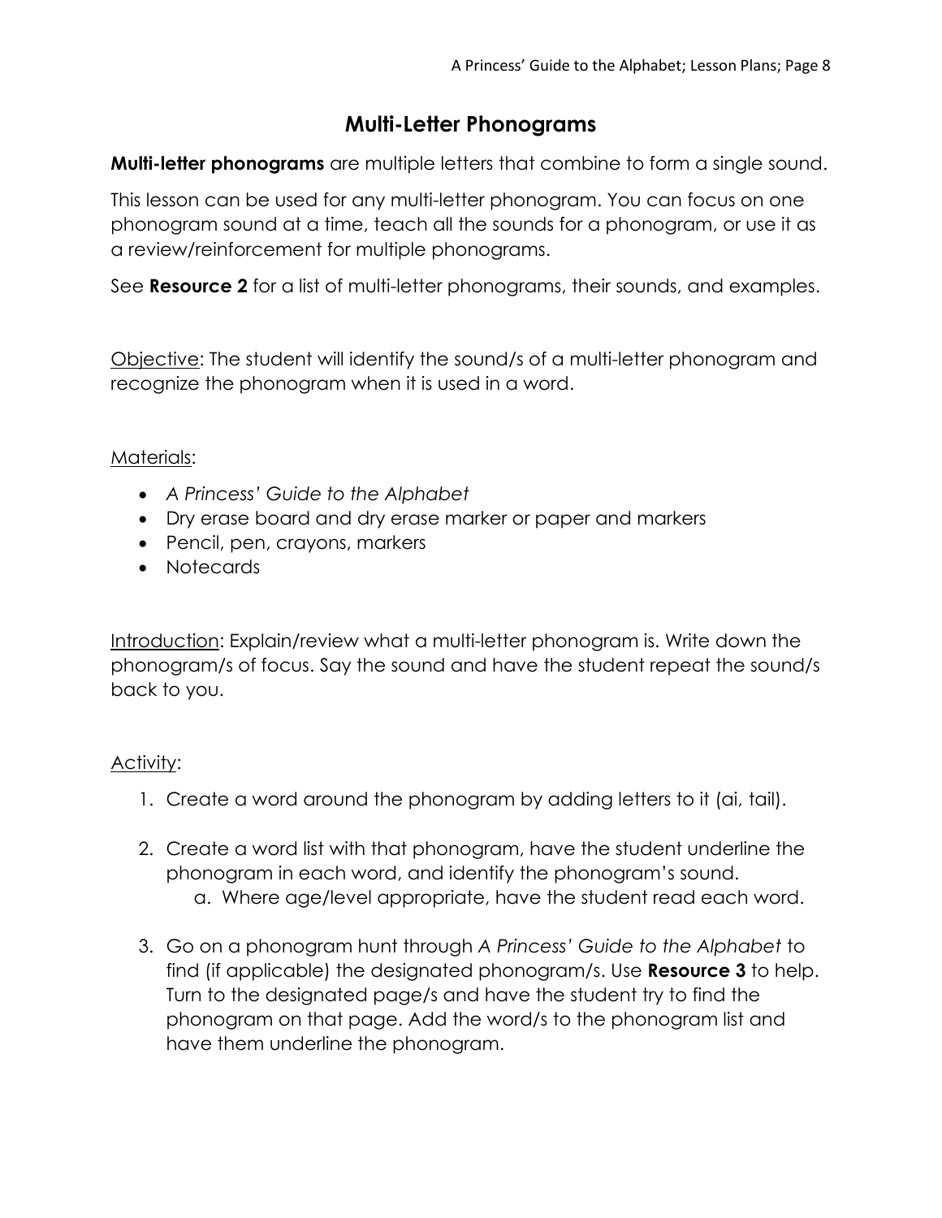# Multi-Letter Phonograms

**Multi-letter phonograms** are multiple letters that combine to form a single sound.

This lesson can be used for any multi-letter phonogram. You can focus on one phonogram sound at a time, teach all the sounds for a phonogram, or use it as a review/reinforcement for multiple phonograms.

See **Resource 2** for a list of multi-letter phonograms, their sounds, and examples.

<u>Objective</u>: The student will identify the sound/s of a multi-letter phonogram and recognize the phonogram when it is used in a word.

<u>Materials</u>:

- *A Princess' Guide to the Alphabet*
- Dry erase board and dry erase marker or paper and markers
- Pencil, pen, crayons, markers
- Notecards

<u>Introduction</u>: Explain/review what a multi-letter phonogram is. Write down the phonogram/s of focus. Say the sound and have the student repeat the sound/s back to you.

<u>Activity</u>:

1. Create a word around the phonogram by adding letters to it (ai, tail).
2. Create a word list with that phonogram, have the student underline the phonogram in each word, and identify the phonogram's sound.
   a. Where age/level appropriate, have the student read each word.
3. Go on a phonogram hunt through *A Princess' Guide to the Alphabet* to find (if applicable) the designated phonogram/s. Use **Resource 3** to help. Turn to the designated page/s and have the student try to find the phonogram on that page. Add the word/s to the phonogram list and have them underline the phonogram.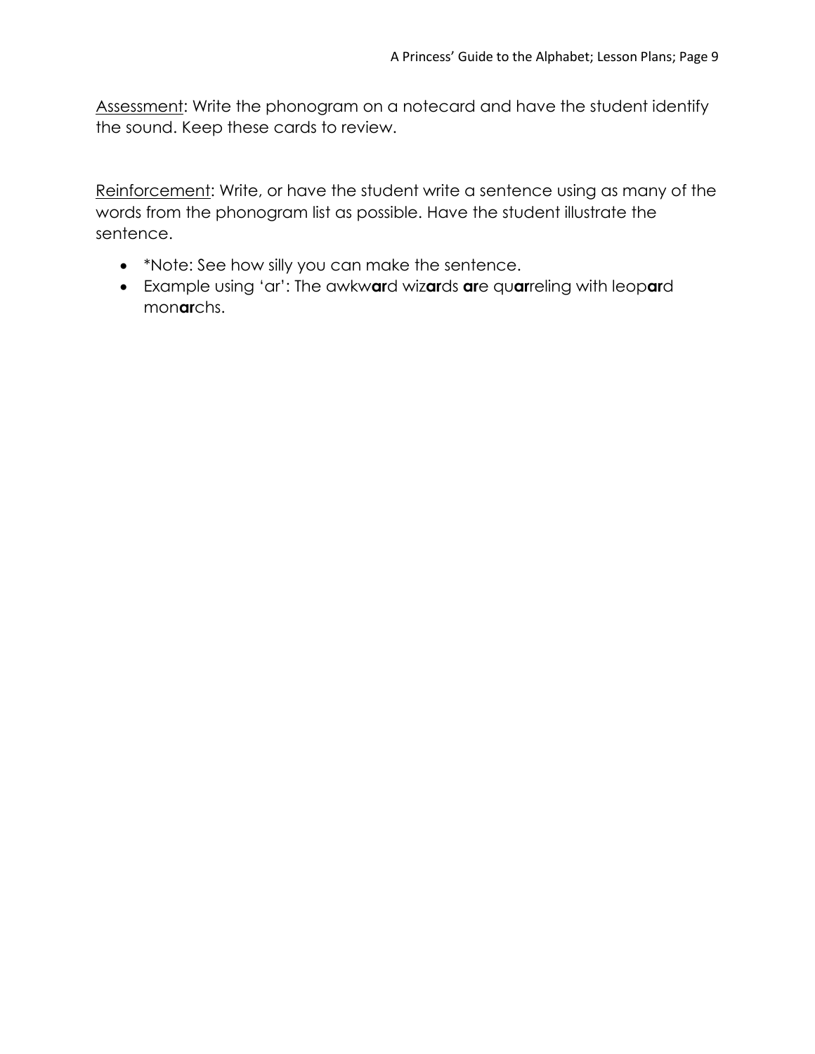<u>Assessment</u>: Write the phonogram on a notecard and have the student identify the sound. Keep these cards to review.

<u>Reinforcement</u>: Write, or have the student write a sentence using as many of the words from the phonogram list as possible. Have the student illustrate the sentence.

- *Note: See how silly you can make the sentence.
- Example using 'ar': The awkw**ar**d wiz**ar**ds **ar**e qu**ar**reling with leop**ar**d mon**ar**chs.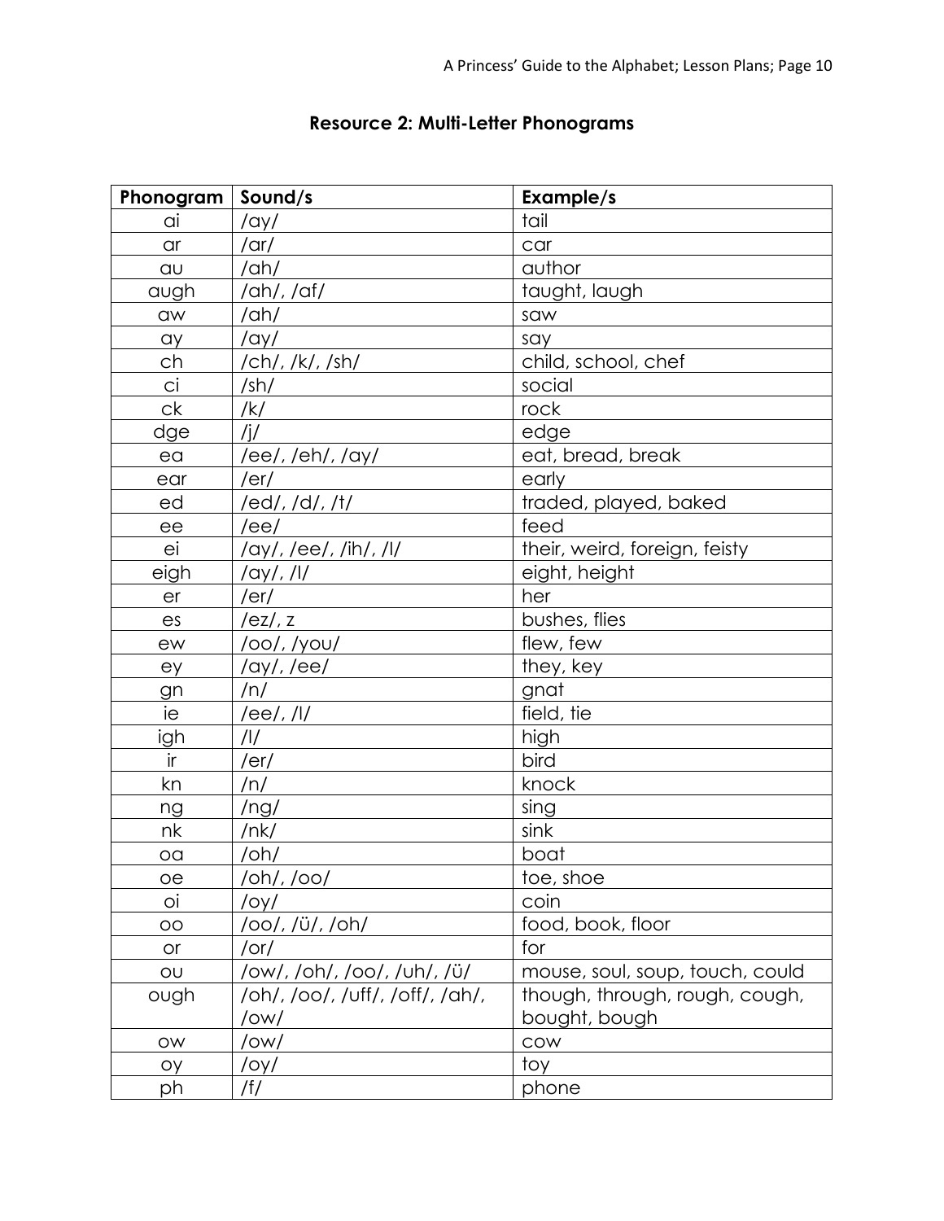## Resource 2: Multi-Letter Phonograms

| Phonogram | Sound/s | Example/s |
|---|---|---|
| ai | /ay/ | tail |
| ar | /ar/ | car |
| au | /ah/ | author |
| augh | /ah/, /af/ | taught, laugh |
| aw | /ah/ | saw |
| ay | /ay/ | say |
| ch | /ch/, /k/, /sh/ | child, school, chef |
| ci | /sh/ | social |
| ck | /k/ | rock |
| dge | /j/ | edge |
| ea | /ee/, /eh/, /ay/ | eat, bread, break |
| ear | /er/ | early |
| ed | /ed/, /d/, /t/ | traded, played, baked |
| ee | /ee/ | feed |
| ei | /ay/, /ee/, /ih/, /I/ | their, weird, foreign, feisty |
| eigh | /ay/, /I/ | eight, height |
| er | /er/ | her |
| es | /ez/, z | bushes, flies |
| ew | /oo/, /you/ | flew, few |
| ey | /ay/, /ee/ | they, key |
| gn | /n/ | gnat |
| ie | /ee/, /I/ | field, tie |
| igh | /I/ | high |
| ir | /er/ | bird |
| kn | /n/ | knock |
| ng | /ng/ | sing |
| nk | /nk/ | sink |
| oa | /oh/ | boat |
| oe | /oh/, /oo/ | toe, shoe |
| oi | /oy/ | coin |
| oo | /oo/, /ü/, /oh/ | food, book, floor |
| or | /or/ | for |
| ou | /ow/, /oh/, /oo/, /uh/, /ü/ | mouse, soul, soup, touch, could |
| ough | /oh/, /oo/, /uff/, /off/, /ah/, /ow/ | though, through, rough, cough, bought, bough |
| ow | /ow/ | cow |
| oy | /oy/ | toy |
| ph | /f/ | phone |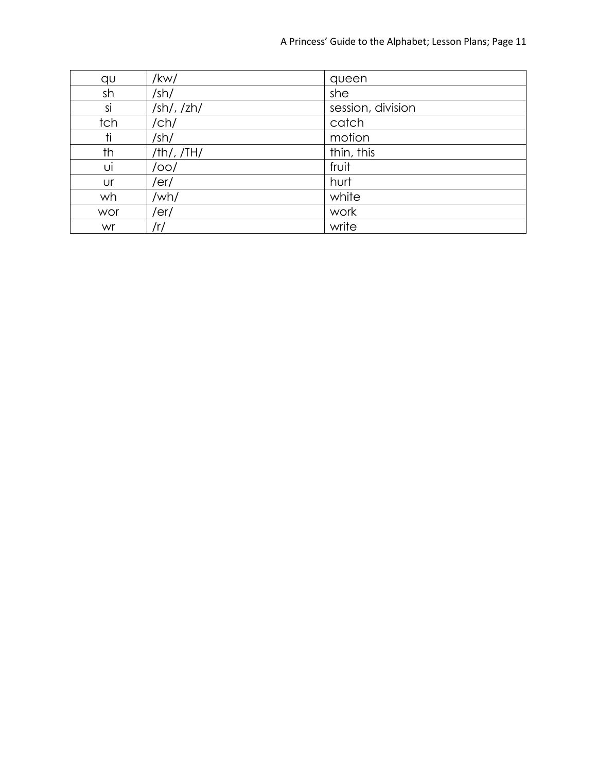| qu | /kw/ | queen |
|---|---|---|
| sh | /sh/ | she |
| si | /sh/, /zh/ | session, division |
| tch | /ch/ | catch |
| ti | /sh/ | motion |
| th | /th/, /TH/ | thin, this |
| ui | /oo/ | fruit |
| ur | /er/ | hurt |
| wh | /wh/ | white |
| wor | /er/ | work |
| wr | /r/ | write |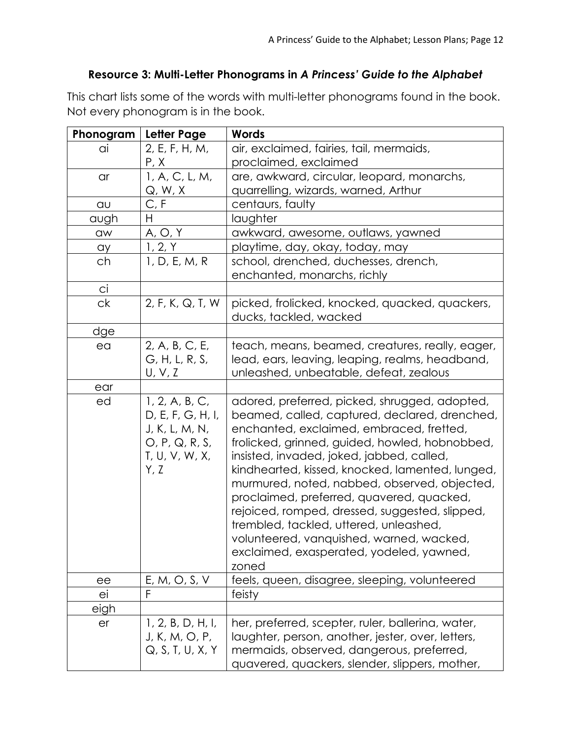**Resource 3: Multi-Letter Phonograms in *A Princess' Guide to the Alphabet***

This chart lists some of the words with multi-letter phonograms found in the book. Not every phonogram is in the book.

| Phonogram | Letter Page | Words |
|---|---|---|
| ai | 2, E, F, H, M, P, X | air, exclaimed, fairies, tail, mermaids, proclaimed, exclaimed |
| ar | 1, A, C, L, M, Q, W, X | are, awkward, circular, leopard, monarchs, quarrelling, wizards, warned, Arthur |
| au | C, F | centaurs, faulty |
| augh | H | laughter |
| aw | A, O, Y | awkward, awesome, outlaws, yawned |
| ay | 1, 2, Y | playtime, day, okay, today, may |
| ch | 1, D, E, M, R | school, drenched, duchesses, drench, enchanted, monarchs, richly |
| ci | | |
| ck | 2, F, K, Q, T, W | picked, frolicked, knocked, quacked, quackers, ducks, tackled, wacked |
| dge | | |
| ea | 2, A, B, C, E, G, H, L, R, S, U, V, Z | teach, means, beamed, creatures, really, eager, lead, ears, leaving, leaping, realms, headband, unleashed, unbeatable, defeat, zealous |
| ear | | |
| ed | 1, 2, A, B, C, D, E, F, G, H, I, J, K, L, M, N, O, P, Q, R, S, T, U, V, W, X, Y, Z | adored, preferred, picked, shrugged, adopted, beamed, called, captured, declared, drenched, enchanted, exclaimed, embraced, fretted, frolicked, grinned, guided, howled, hobnobbed, insisted, invaded, joked, jabbed, called, kindhearted, kissed, knocked, lamented, lunged, murmured, noted, nabbed, observed, objected, proclaimed, preferred, quavered, quacked, rejoiced, romped, dressed, suggested, slipped, trembled, tackled, uttered, unleashed, volunteered, vanquished, warned, wacked, exclaimed, exasperated, yodeled, yawned, zoned |
| ee | E, M, O, S, V | feels, queen, disagree, sleeping, volunteered |
| ei | F | feisty |
| eigh | | |
| er | 1, 2, B, D, H, I, J, K, M, O, P, Q, S, T, U, X, Y | her, preferred, scepter, ruler, ballerina, water, laughter, person, another, jester, over, letters, mermaids, observed, dangerous, preferred, quavered, quackers, slender, slippers, mother, |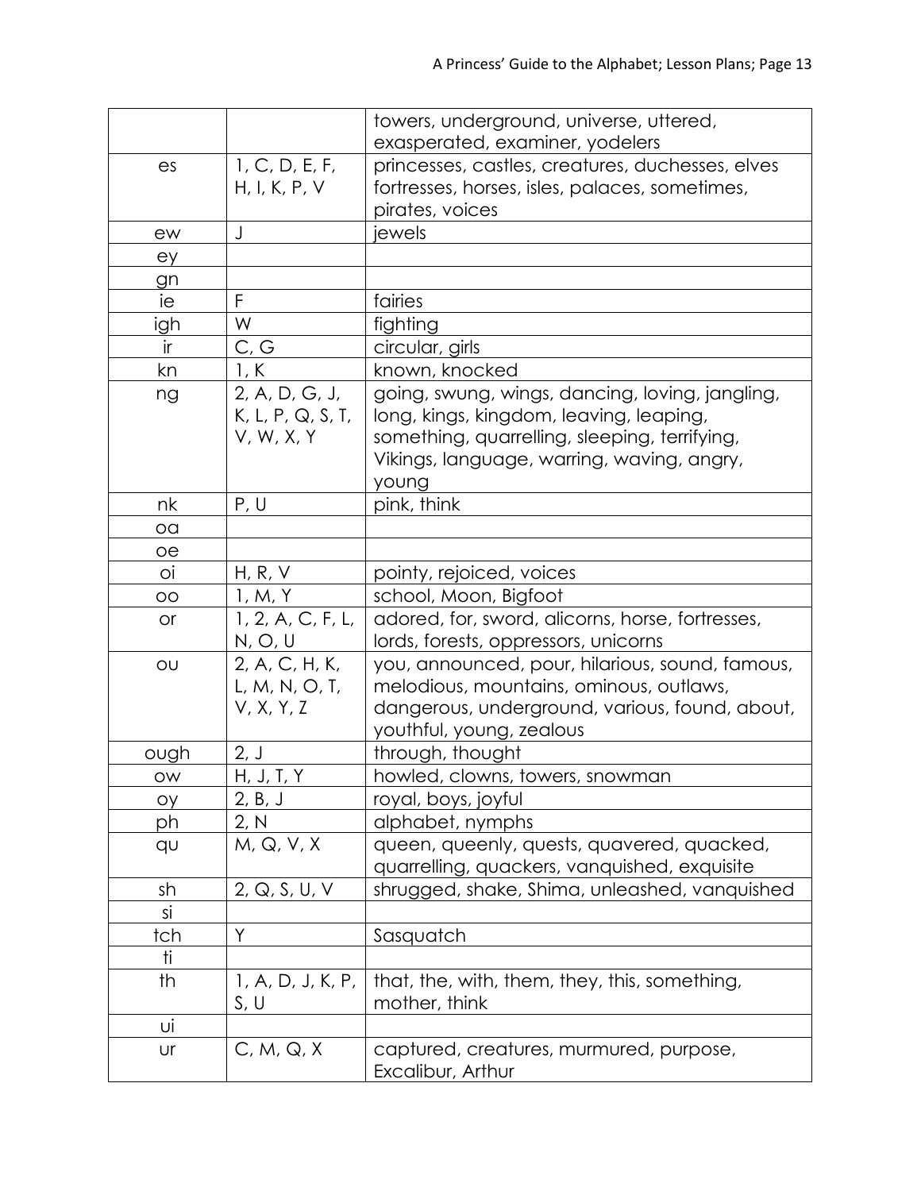| | | |
|---|---|---|
| | | towers, underground, universe, uttered, exasperated, examiner, yodelers |
| es | 1, C, D, E, F, H, I, K, P, V | princesses, castles, creatures, duchesses, elves fortresses, horses, isles, palaces, sometimes, pirates, voices |
| ew | J | jewels |
| ey | | |
| gn | | |
| ie | F | fairies |
| igh | W | fighting |
| ir | C, G | circular, girls |
| kn | 1, K | known, knocked |
| ng | 2, A, D, G, J, K, L, P, Q, S, T, V, W, X, Y | going, swung, wings, dancing, loving, jangling, long, kings, kingdom, leaving, leaping, something, quarrelling, sleeping, terrifying, Vikings, language, warring, waving, angry, young |
| nk | P, U | pink, think |
| oa | | |
| oe | | |
| oi | H, R, V | pointy, rejoiced, voices |
| oo | 1, M, Y | school, Moon, Bigfoot |
| or | 1, 2, A, C, F, L, N, O, U | adored, for, sword, alicorns, horse, fortresses, lords, forests, oppressors, unicorns |
| ou | 2, A, C, H, K, L, M, N, O, T, V, X, Y, Z | you, announced, pour, hilarious, sound, famous, melodious, mountains, ominous, outlaws, dangerous, underground, various, found, about, youthful, young, zealous |
| ough | 2, J | through, thought |
| ow | H, J, T, Y | howled, clowns, towers, snowman |
| oy | 2, B, J | royal, boys, joyful |
| ph | 2, N | alphabet, nymphs |
| qu | M, Q, V, X | queen, queenly, quests, quavered, quacked, quarrelling, quackers, vanquished, exquisite |
| sh | 2, Q, S, U, V | shrugged, shake, Shima, unleashed, vanquished |
| si | | |
| tch | Y | Sasquatch |
| ti | | |
| th | 1, A, D, J, K, P, S, U | that, the, with, them, they, this, something, mother, think |
| ui | | |
| ur | C, M, Q, X | captured, creatures, murmured, purpose, Excalibur, Arthur |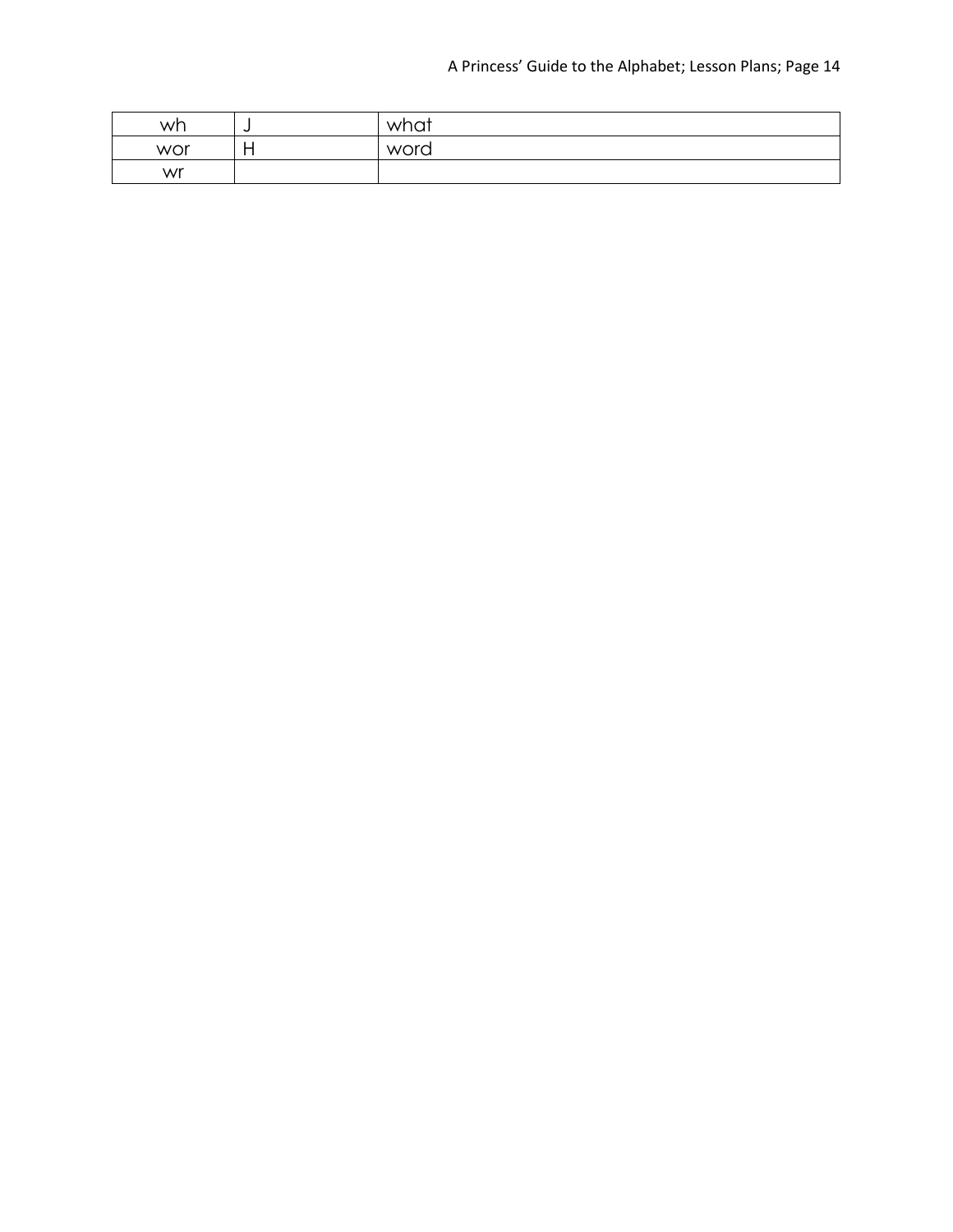| wh | J | what |
|---|---|---|
| wor | H | word |
| wr | | |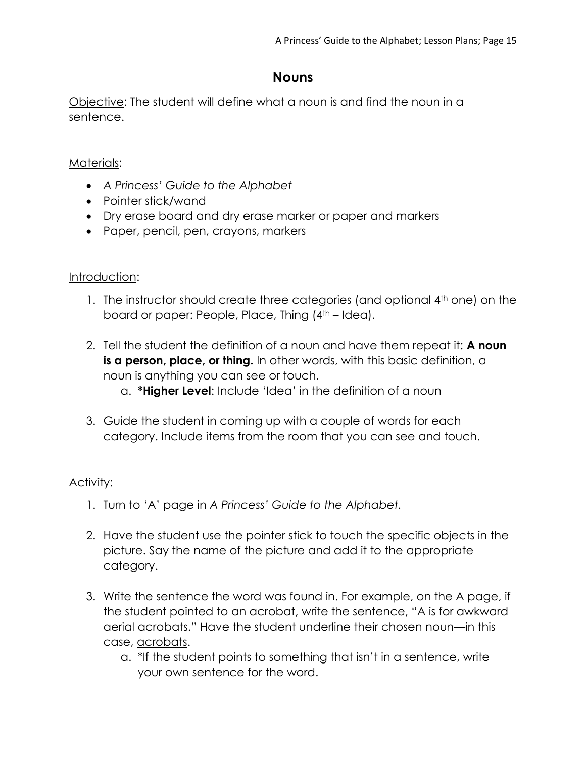# Nouns

<u>Objective</u>: The student will define what a noun is and find the noun in a sentence.

<u>Materials</u>:

- *A Princess' Guide to the Alphabet*
- Pointer stick/wand
- Dry erase board and dry erase marker or paper and markers
- Paper, pencil, pen, crayons, markers

<u>Introduction</u>:

1. The instructor should create three categories (and optional 4th one) on the board or paper: People, Place, Thing (4th – Idea).

2. Tell the student the definition of a noun and have them repeat it: **A noun is a person, place, or thing.** In other words, with this basic definition, a noun is anything you can see or touch.
    a. ***Higher Level**: Include 'Idea' in the definition of a noun

3. Guide the student in coming up with a couple of words for each category. Include items from the room that you can see and touch.

<u>Activity</u>:

1. Turn to 'A' page in *A Princess' Guide to the Alphabet.*

2. Have the student use the pointer stick to touch the specific objects in the picture. Say the name of the picture and add it to the appropriate category.

3. Write the sentence the word was found in. For example, on the A page, if the student pointed to an acrobat, write the sentence, "A is for awkward aerial acrobats." Have the student underline their chosen noun—in this case, <u>acrobats</u>.
    a. *If the student points to something that isn't in a sentence, write your own sentence for the word.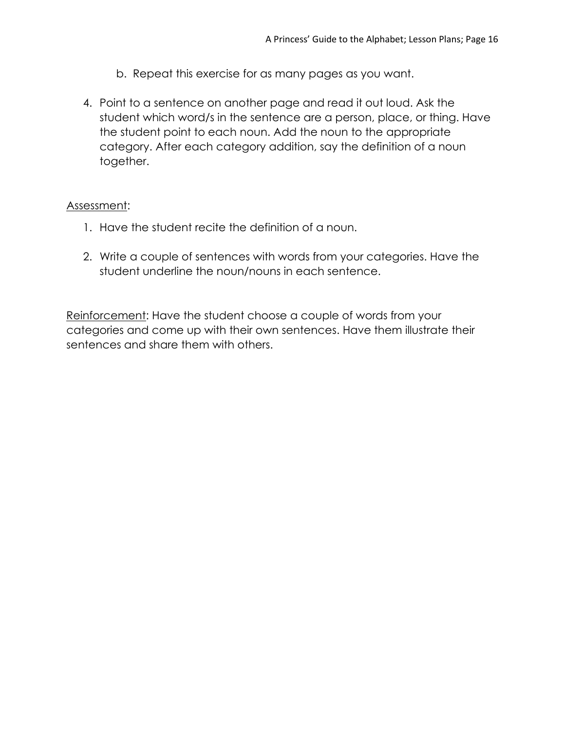b. Repeat this exercise for as many pages as you want.

4. Point to a sentence on another page and read it out loud. Ask the student which word/s in the sentence are a person, place, or thing. Have the student point to each noun. Add the noun to the appropriate category. After each category addition, say the definition of a noun together.

<u>Assessment</u>:

1. Have the student recite the definition of a noun.

2. Write a couple of sentences with words from your categories. Have the student underline the noun/nouns in each sentence.

<u>Reinforcement</u>: Have the student choose a couple of words from your categories and come up with their own sentences. Have them illustrate their sentences and share them with others.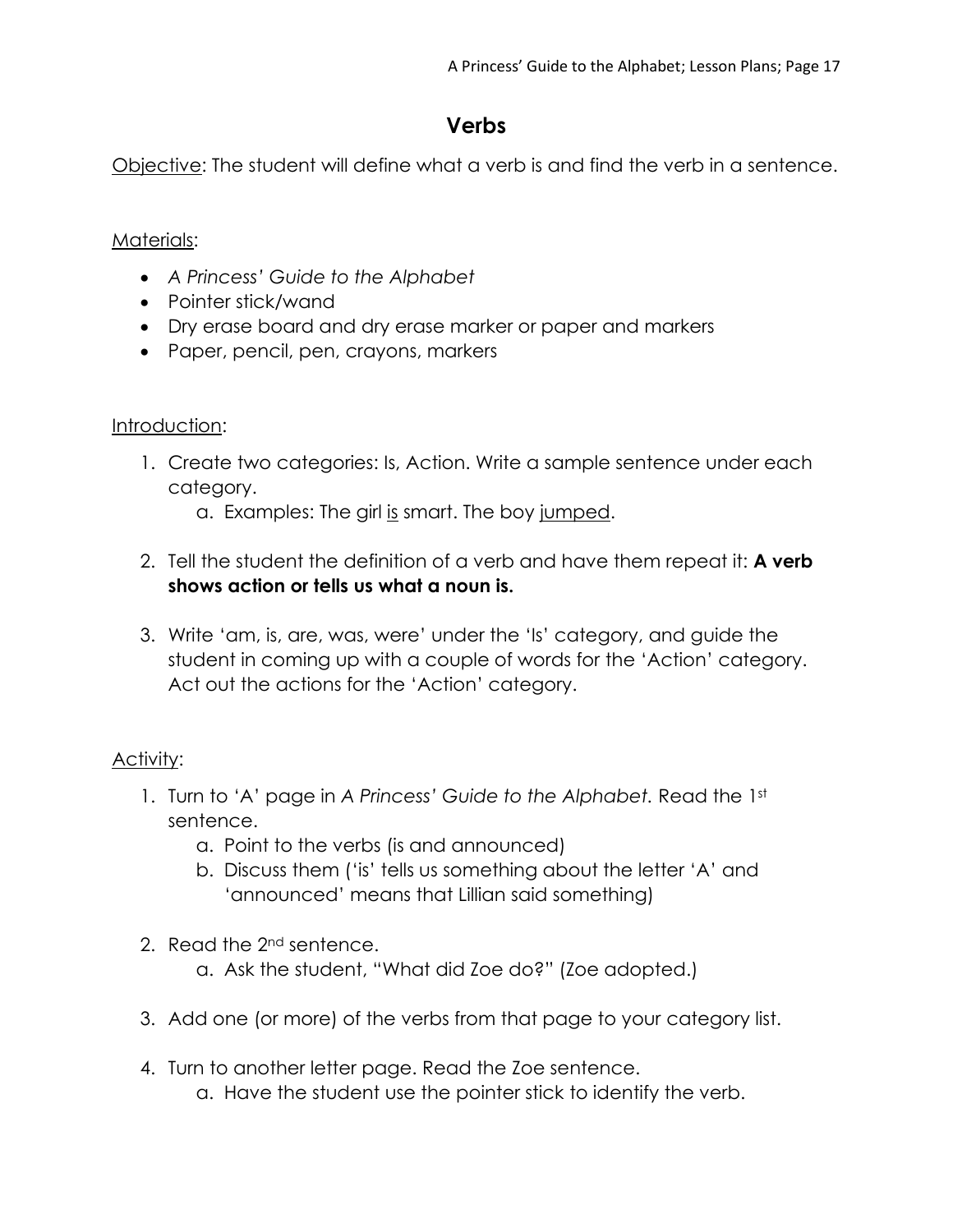# Verbs

<u>Objective</u>: The student will define what a verb is and find the verb in a sentence.

<u>Materials</u>:

- *A Princess' Guide to the Alphabet*
- Pointer stick/wand
- Dry erase board and dry erase marker or paper and markers
- Paper, pencil, pen, crayons, markers

<u>Introduction</u>:

1. Create two categories: Is, Action. Write a sample sentence under each category.
    a. Examples: The girl <u>is</u> smart. The boy <u>jumped</u>.

2. Tell the student the definition of a verb and have them repeat it: **A verb shows action or tells us what a noun is.**

3. Write 'am, is, are, was, were' under the 'Is' category, and guide the student in coming up with a couple of words for the 'Action' category. Act out the actions for the 'Action' category.

<u>Activity</u>:

1. Turn to 'A' page in *A Princess' Guide to the Alphabet.* Read the 1st sentence.
    a. Point to the verbs (is and announced)
    b. Discuss them ('is' tells us something about the letter 'A' and 'announced' means that Lillian said something)

2. Read the 2nd sentence.
    a. Ask the student, "What did Zoe do?" (Zoe adopted.)

3. Add one (or more) of the verbs from that page to your category list.

4. Turn to another letter page. Read the Zoe sentence.
    a. Have the student use the pointer stick to identify the verb.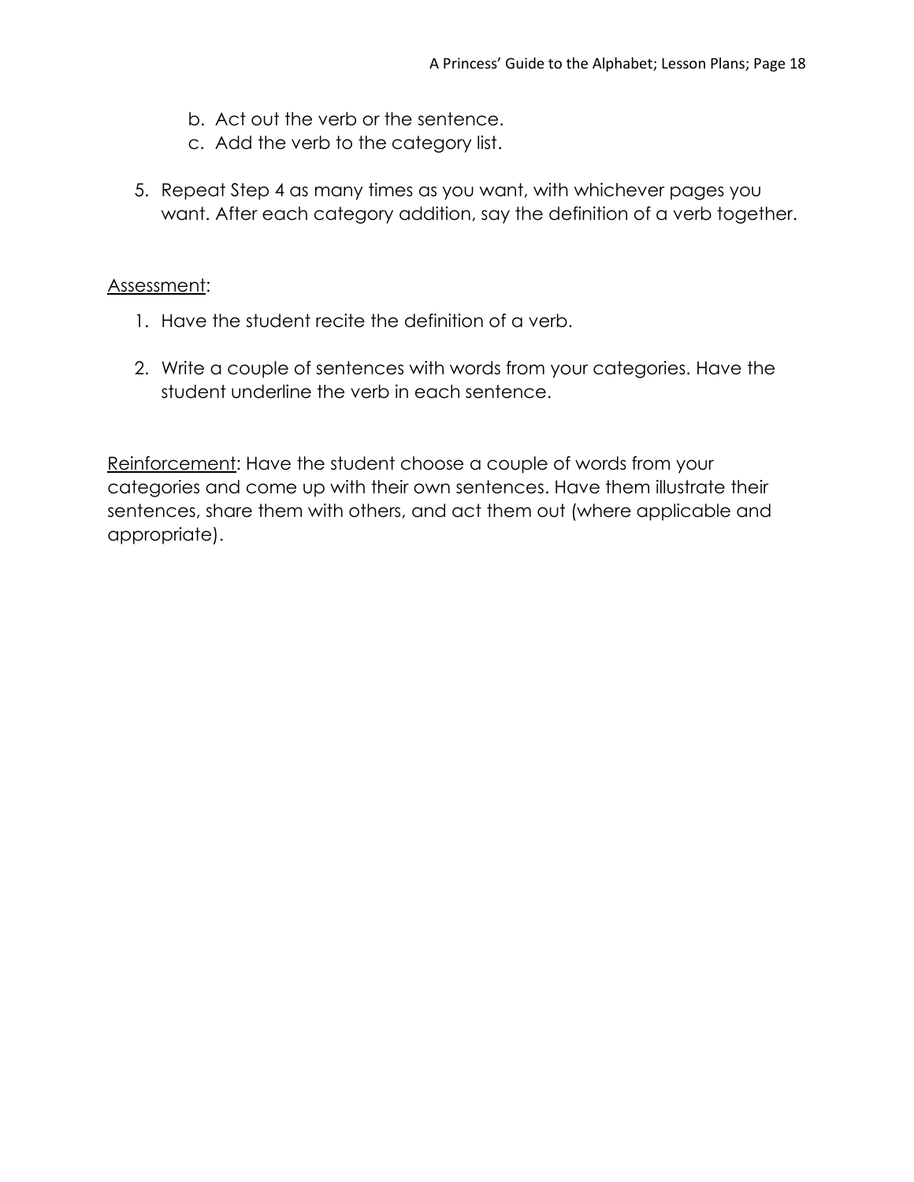b. Act out the verb or the sentence.
   c. Add the verb to the category list.

5. Repeat Step 4 as many times as you want, with whichever pages you want. After each category addition, say the definition of a verb together.

Assessment:

1. Have the student recite the definition of a verb.

2. Write a couple of sentences with words from your categories. Have the student underline the verb in each sentence.

Reinforcement: Have the student choose a couple of words from your categories and come up with their own sentences. Have them illustrate their sentences, share them with others, and act them out (where applicable and appropriate).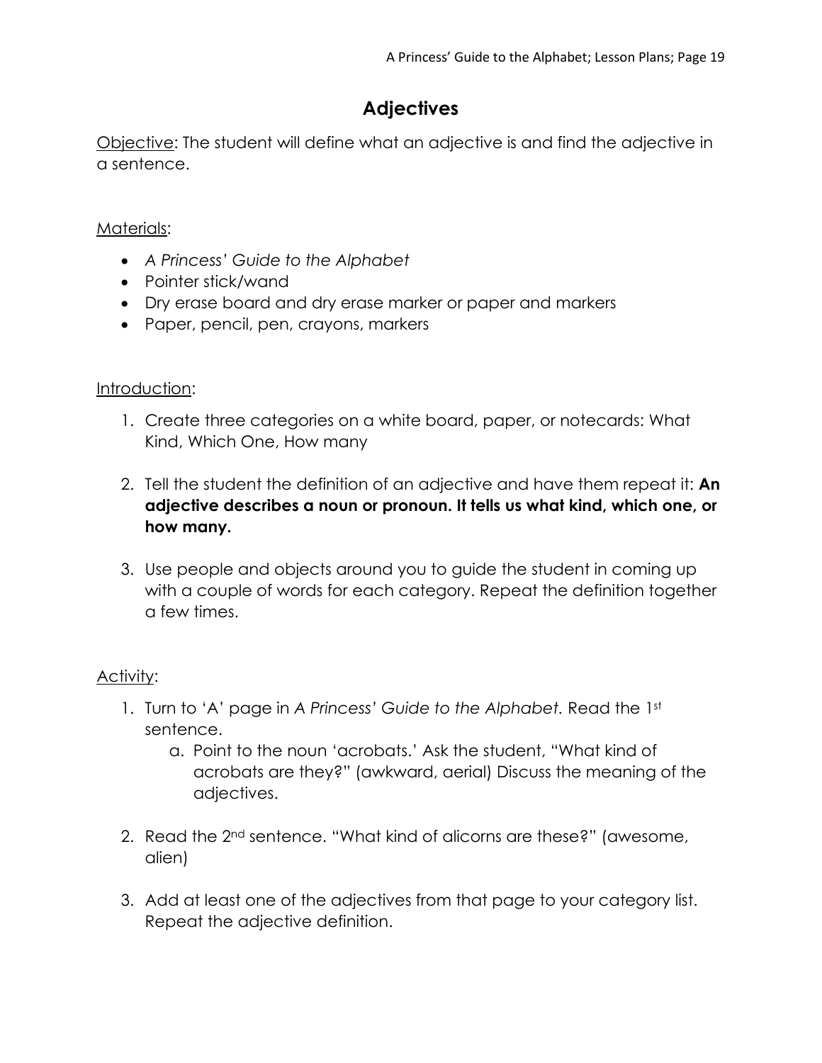# Adjectives

<u>Objective</u>: The student will define what an adjective is and find the adjective in a sentence.

<u>Materials</u>:

- *A Princess' Guide to the Alphabet*
- Pointer stick/wand
- Dry erase board and dry erase marker or paper and markers
- Paper, pencil, pen, crayons, markers

<u>Introduction</u>:

1. Create three categories on a white board, paper, or notecards: What Kind, Which One, How many

2. Tell the student the definition of an adjective and have them repeat it: **An adjective describes a noun or pronoun. It tells us what kind, which one, or how many.**

3. Use people and objects around you to guide the student in coming up with a couple of words for each category. Repeat the definition together a few times.

<u>Activity</u>:

1. Turn to 'A' page in *A Princess' Guide to the Alphabet.* Read the 1st sentence.
   a. Point to the noun 'acrobats.' Ask the student, "What kind of acrobats are they?" (awkward, aerial) Discuss the meaning of the adjectives.

2. Read the 2nd sentence. "What kind of alicorns are these?" (awesome, alien)

3. Add at least one of the adjectives from that page to your category list. Repeat the adjective definition.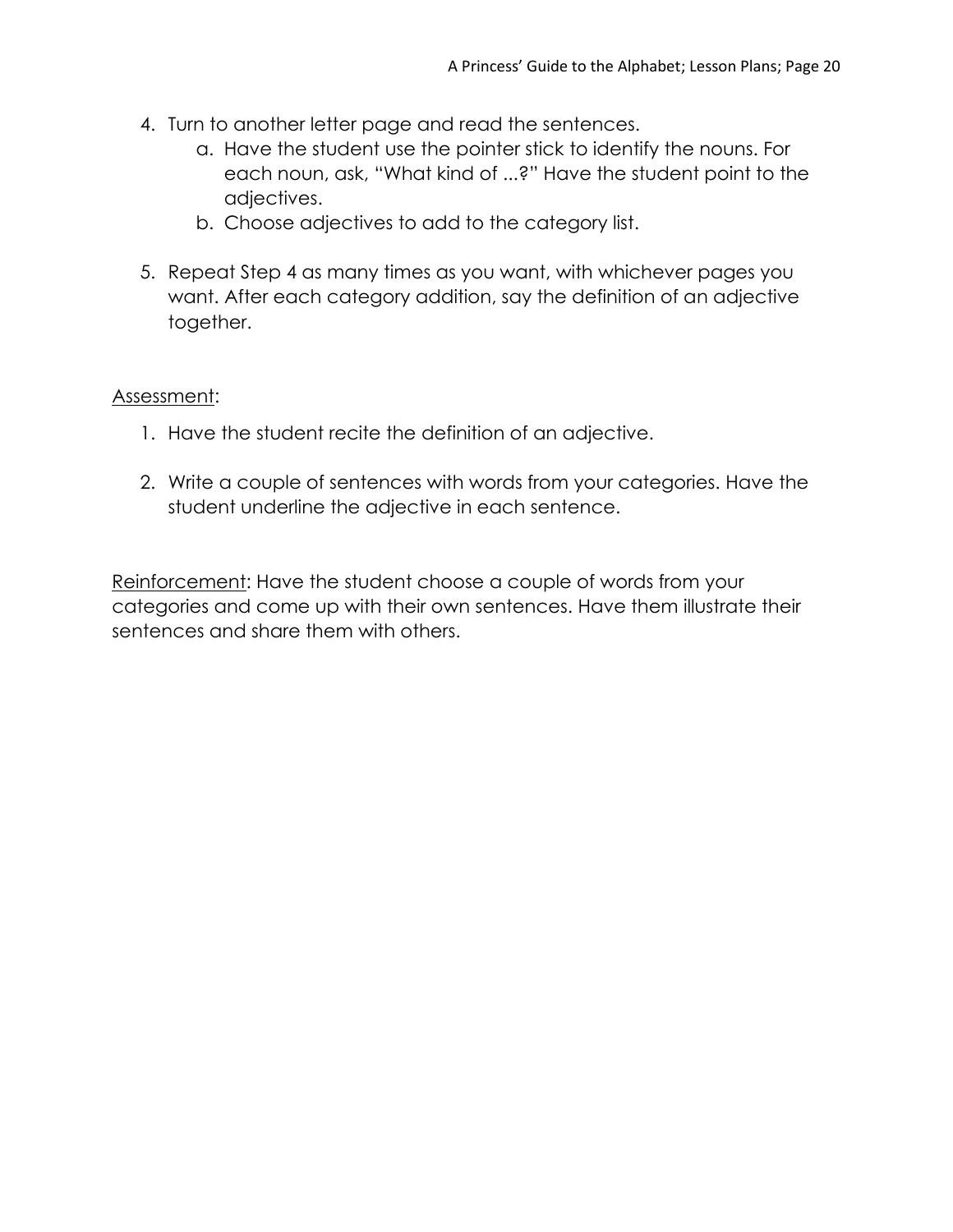4. Turn to another letter page and read the sentences.
    a. Have the student use the pointer stick to identify the nouns. For each noun, ask, "What kind of ...?" Have the student point to the adjectives.
    b. Choose adjectives to add to the category list.

5. Repeat Step 4 as many times as you want, with whichever pages you want. After each category addition, say the definition of an adjective together.

Assessment:

1. Have the student recite the definition of an adjective.

2. Write a couple of sentences with words from your categories. Have the student underline the adjective in each sentence.

Reinforcement: Have the student choose a couple of words from your categories and come up with their own sentences. Have them illustrate their sentences and share them with others.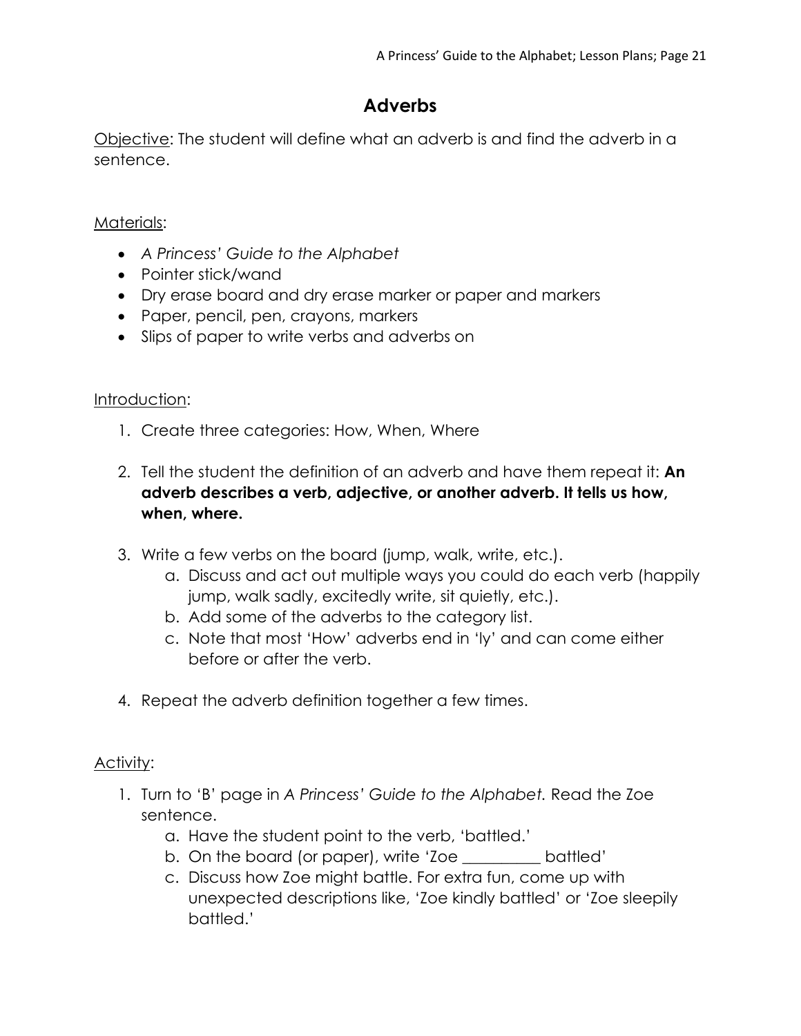# Adverbs

Objective: The student will define what an adverb is and find the adverb in a sentence.

Materials:

- *A Princess' Guide to the Alphabet*
- Pointer stick/wand
- Dry erase board and dry erase marker or paper and markers
- Paper, pencil, pen, crayons, markers
- Slips of paper to write verbs and adverbs on

Introduction:

1. Create three categories: How, When, Where
2. Tell the student the definition of an adverb and have them repeat it: **An adverb describes a verb, adjective, or another adverb. It tells us how, when, where.**
3. Write a few verbs on the board (jump, walk, write, etc.).
   a. Discuss and act out multiple ways you could do each verb (happily jump, walk sadly, excitedly write, sit quietly, etc.).
   b. Add some of the adverbs to the category list.
   c. Note that most 'How' adverbs end in 'ly' and can come either before or after the verb.
4. Repeat the adverb definition together a few times.

Activity:

1. Turn to 'B' page in *A Princess' Guide to the Alphabet.* Read the Zoe sentence.
   a. Have the student point to the verb, 'battled.'
   b. On the board (or paper), write 'Zoe __________ battled'
   c. Discuss how Zoe might battle. For extra fun, come up with unexpected descriptions like, 'Zoe kindly battled' or 'Zoe sleepily battled.'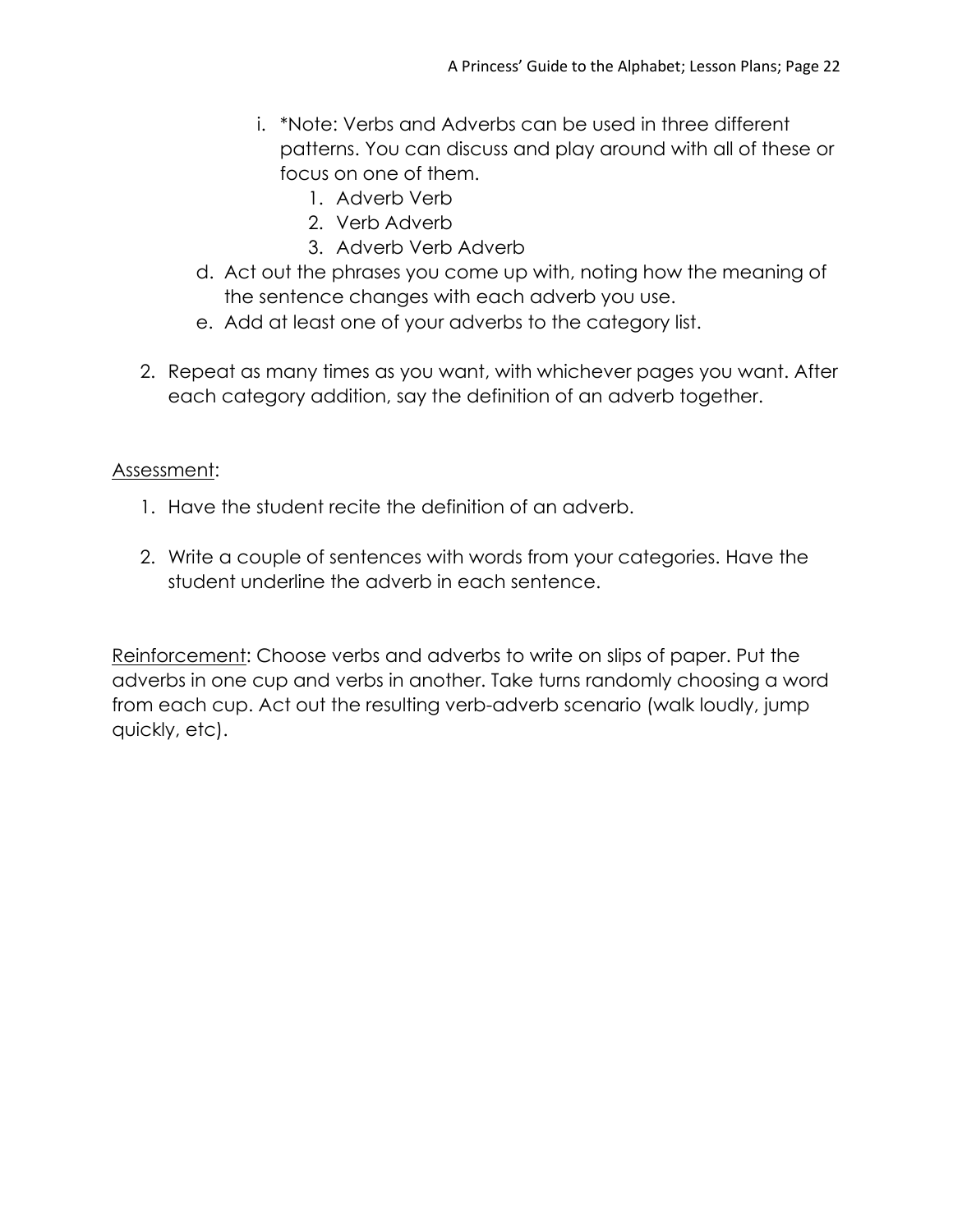i. *Note: Verbs and Adverbs can be used in three different patterns. You can discuss and play around with all of these or focus on one of them.
      1. Adverb Verb
      2. Verb Adverb
      3. Adverb Verb Adverb

d. Act out the phrases you come up with, noting how the meaning of the sentence changes with each adverb you use.
e. Add at least one of your adverbs to the category list.

2. Repeat as many times as you want, with whichever pages you want. After each category addition, say the definition of an adverb together.

Assessment:

1. Have the student recite the definition of an adverb.

2. Write a couple of sentences with words from your categories. Have the student underline the adverb in each sentence.

Reinforcement: Choose verbs and adverbs to write on slips of paper. Put the adverbs in one cup and verbs in another. Take turns randomly choosing a word from each cup. Act out the resulting verb-adverb scenario (walk loudly, jump quickly, etc).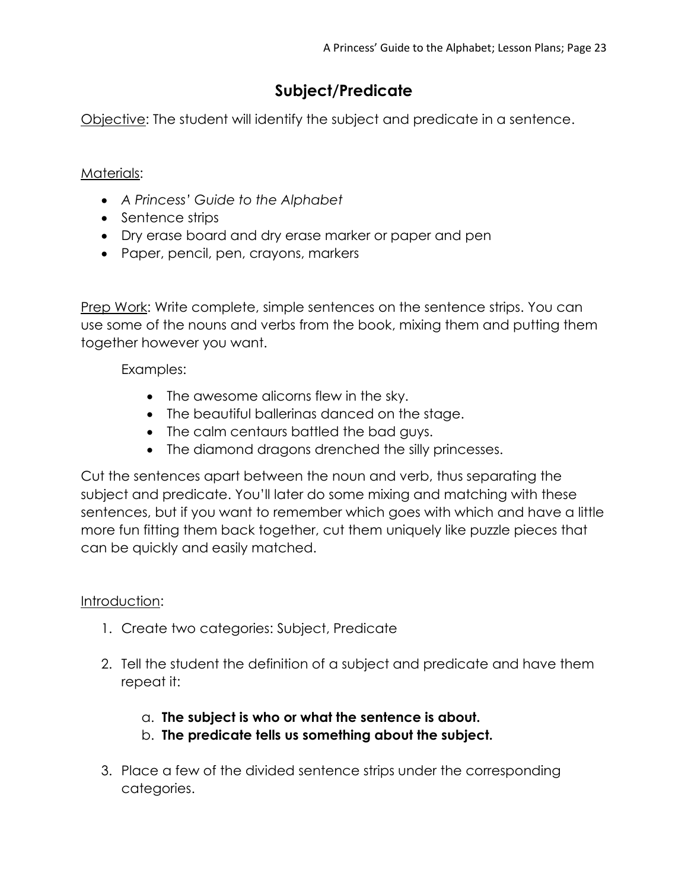## Subject/Predicate

<u>Objective</u>: The student will identify the subject and predicate in a sentence.

<u>Materials</u>:

- *A Princess' Guide to the Alphabet*
- Sentence strips
- Dry erase board and dry erase marker or paper and pen
- Paper, pencil, pen, crayons, markers

<u>Prep Work</u>: Write complete, simple sentences on the sentence strips. You can use some of the nouns and verbs from the book, mixing them and putting them together however you want.

Examples:

- The awesome alicorns flew in the sky.
- The beautiful ballerinas danced on the stage.
- The calm centaurs battled the bad guys.
- The diamond dragons drenched the silly princesses.

Cut the sentences apart between the noun and verb, thus separating the subject and predicate. You'll later do some mixing and matching with these sentences, but if you want to remember which goes with which and have a little more fun fitting them back together, cut them uniquely like puzzle pieces that can be quickly and easily matched.

<u>Introduction</u>:

1. Create two categories: Subject, Predicate
2. Tell the student the definition of a subject and predicate and have them repeat it:
   a. **The subject is who or what the sentence is about.**
   b. **The predicate tells us something about the subject.**
3. Place a few of the divided sentence strips under the corresponding categories.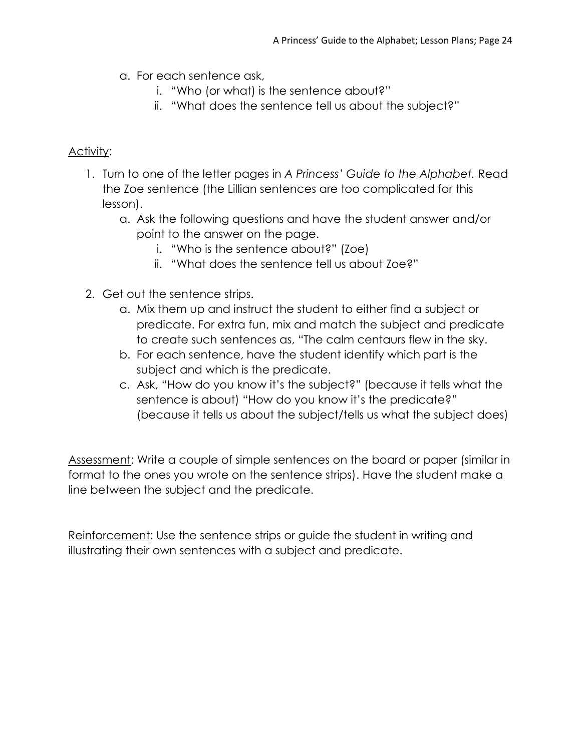a. For each sentence ask,
    i. "Who (or what) is the sentence about?"
    ii. "What does the sentence tell us about the subject?"

<u>Activity</u>:

1. Turn to one of the letter pages in *A Princess' Guide to the Alphabet.* Read the Zoe sentence (the Lillian sentences are too complicated for this lesson).
    a. Ask the following questions and have the student answer and/or point to the answer on the page.
        i. "Who is the sentence about?" (Zoe)
        ii. "What does the sentence tell us about Zoe?"

2. Get out the sentence strips.
    a. Mix them up and instruct the student to either find a subject or predicate. For extra fun, mix and match the subject and predicate to create such sentences as, "The calm centaurs flew in the sky.
    b. For each sentence, have the student identify which part is the subject and which is the predicate.
    c. Ask, "How do you know it's the subject?" (because it tells what the sentence is about) "How do you know it's the predicate?" (because it tells us about the subject/tells us what the subject does)

<u>Assessment</u>: Write a couple of simple sentences on the board or paper (similar in format to the ones you wrote on the sentence strips). Have the student make a line between the subject and the predicate.

<u>Reinforcement</u>: Use the sentence strips or guide the student in writing and illustrating their own sentences with a subject and predicate.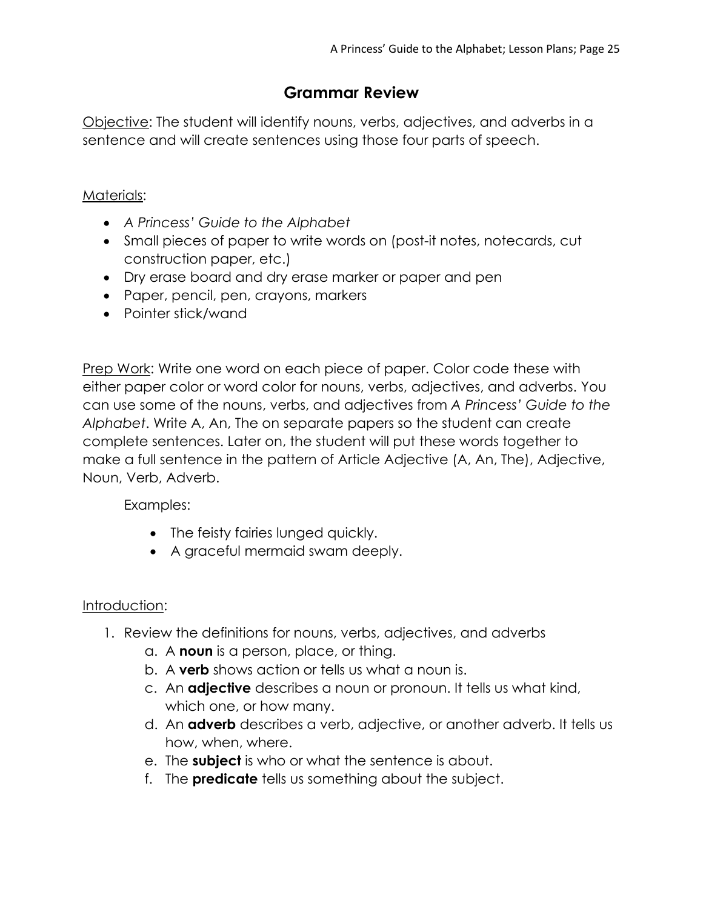# Grammar Review

<u>Objective</u>: The student will identify nouns, verbs, adjectives, and adverbs in a sentence and will create sentences using those four parts of speech.

<u>Materials</u>:

- *A Princess' Guide to the Alphabet*
- Small pieces of paper to write words on (post-it notes, notecards, cut construction paper, etc.)
- Dry erase board and dry erase marker or paper and pen
- Paper, pencil, pen, crayons, markers
- Pointer stick/wand

<u>Prep Work</u>: Write one word on each piece of paper. Color code these with either paper color or word color for nouns, verbs, adjectives, and adverbs. You can use some of the nouns, verbs, and adjectives from *A Princess' Guide to the Alphabet*. Write A, An, The on separate papers so the student can create complete sentences. Later on, the student will put these words together to make a full sentence in the pattern of Article Adjective (A, An, The), Adjective, Noun, Verb, Adverb.

Examples:

- The feisty fairies lunged quickly.
- A graceful mermaid swam deeply.

<u>Introduction</u>:

1. Review the definitions for nouns, verbs, adjectives, and adverbs
    a. A **noun** is a person, place, or thing.
    b. A **verb** shows action or tells us what a noun is.
    c. An **adjective** describes a noun or pronoun. It tells us what kind, which one, or how many.
    d. An **adverb** describes a verb, adjective, or another adverb. It tells us how, when, where.
    e. The **subject** is who or what the sentence is about.
    f. The **predicate** tells us something about the subject.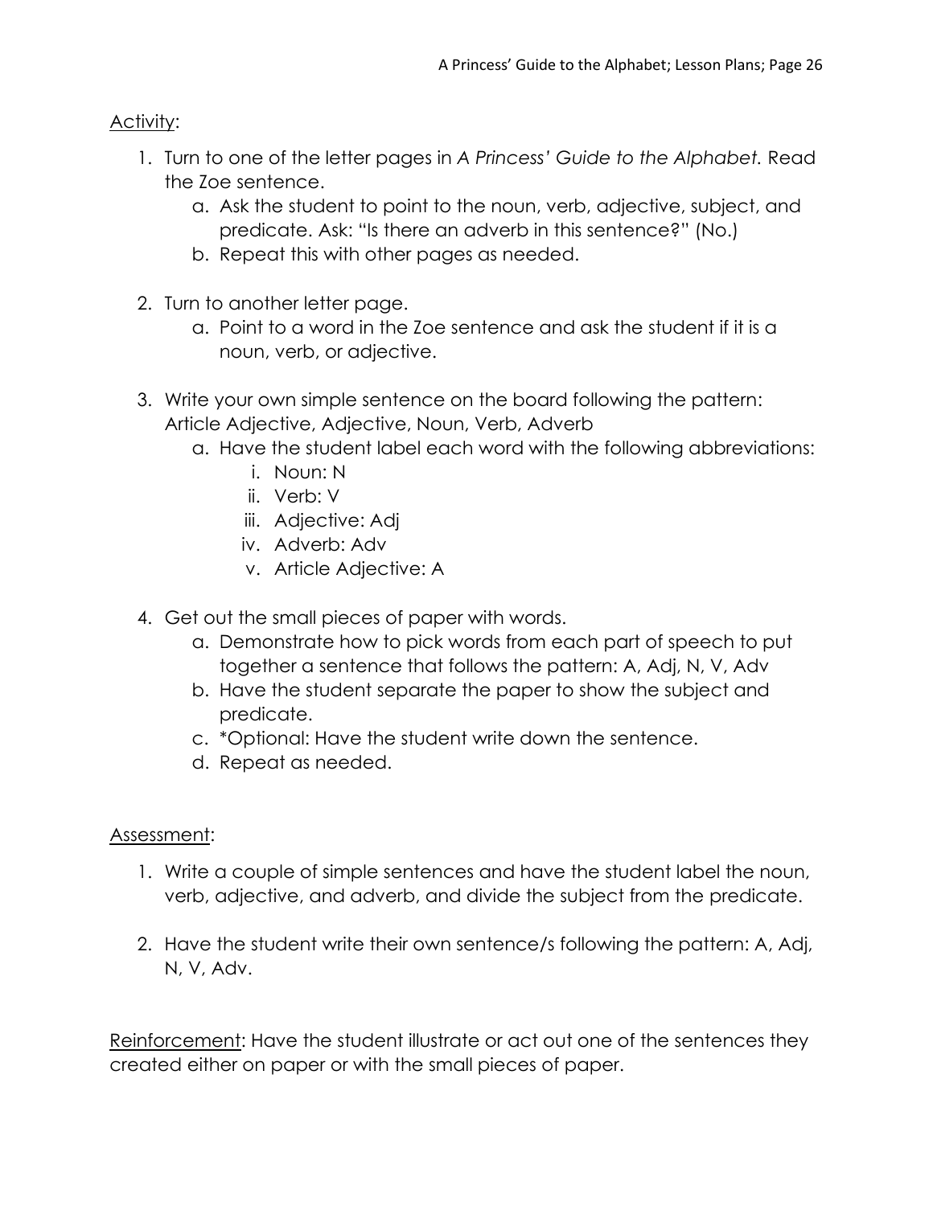<u>Activity</u>:

1. Turn to one of the letter pages in *A Princess' Guide to the Alphabet.* Read the Zoe sentence.
    a. Ask the student to point to the noun, verb, adjective, subject, and predicate. Ask: "Is there an adverb in this sentence?" (No.)
    b. Repeat this with other pages as needed.

2. Turn to another letter page.
    a. Point to a word in the Zoe sentence and ask the student if it is a noun, verb, or adjective.

3. Write your own simple sentence on the board following the pattern: Article Adjective, Adjective, Noun, Verb, Adverb
    a. Have the student label each word with the following abbreviations:
        i. Noun: N
        ii. Verb: V
        iii. Adjective: Adj
        iv. Adverb: Adv
        v. Article Adjective: A

4. Get out the small pieces of paper with words.
    a. Demonstrate how to pick words from each part of speech to put together a sentence that follows the pattern: A, Adj, N, V, Adv
    b. Have the student separate the paper to show the subject and predicate.
    c. *Optional: Have the student write down the sentence.
    d. Repeat as needed.

<u>Assessment</u>:

1. Write a couple of simple sentences and have the student label the noun, verb, adjective, and adverb, and divide the subject from the predicate.

2. Have the student write their own sentence/s following the pattern: A, Adj, N, V, Adv.

<u>Reinforcement</u>: Have the student illustrate or act out one of the sentences they created either on paper or with the small pieces of paper.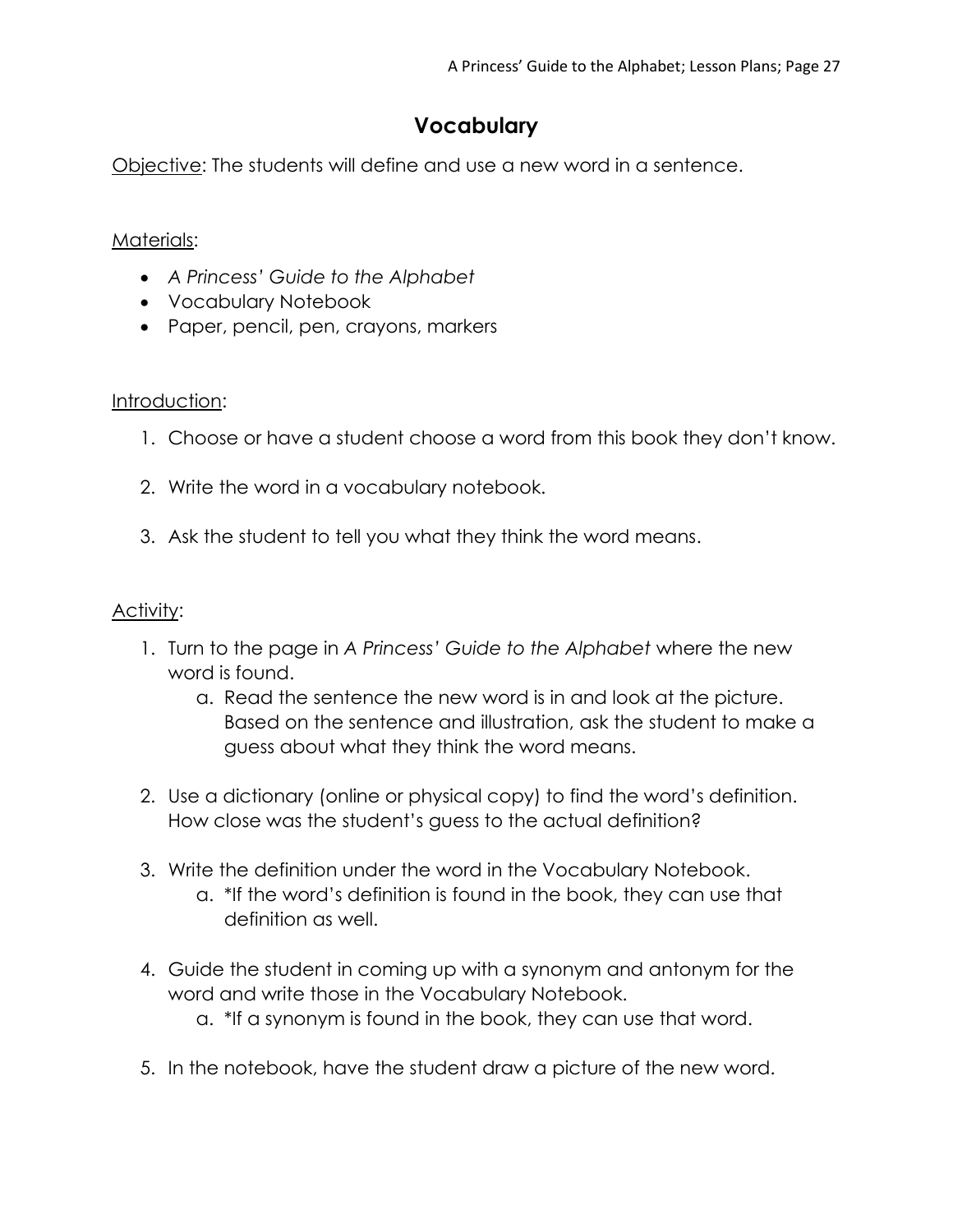# Vocabulary

Objective: The students will define and use a new word in a sentence.

Materials:

- *A Princess' Guide to the Alphabet*
- Vocabulary Notebook
- Paper, pencil, pen, crayons, markers

Introduction:

1. Choose or have a student choose a word from this book they don't know.
2. Write the word in a vocabulary notebook.
3. Ask the student to tell you what they think the word means.

Activity:

1. Turn to the page in *A Princess' Guide to the Alphabet* where the new word is found.
   a. Read the sentence the new word is in and look at the picture. Based on the sentence and illustration, ask the student to make a guess about what they think the word means.
2. Use a dictionary (online or physical copy) to find the word's definition. How close was the student's guess to the actual definition?
3. Write the definition under the word in the Vocabulary Notebook.
   a. *If the word's definition is found in the book, they can use that definition as well.
4. Guide the student in coming up with a synonym and antonym for the word and write those in the Vocabulary Notebook.
   a. *If a synonym is found in the book, they can use that word.
5. In the notebook, have the student draw a picture of the new word.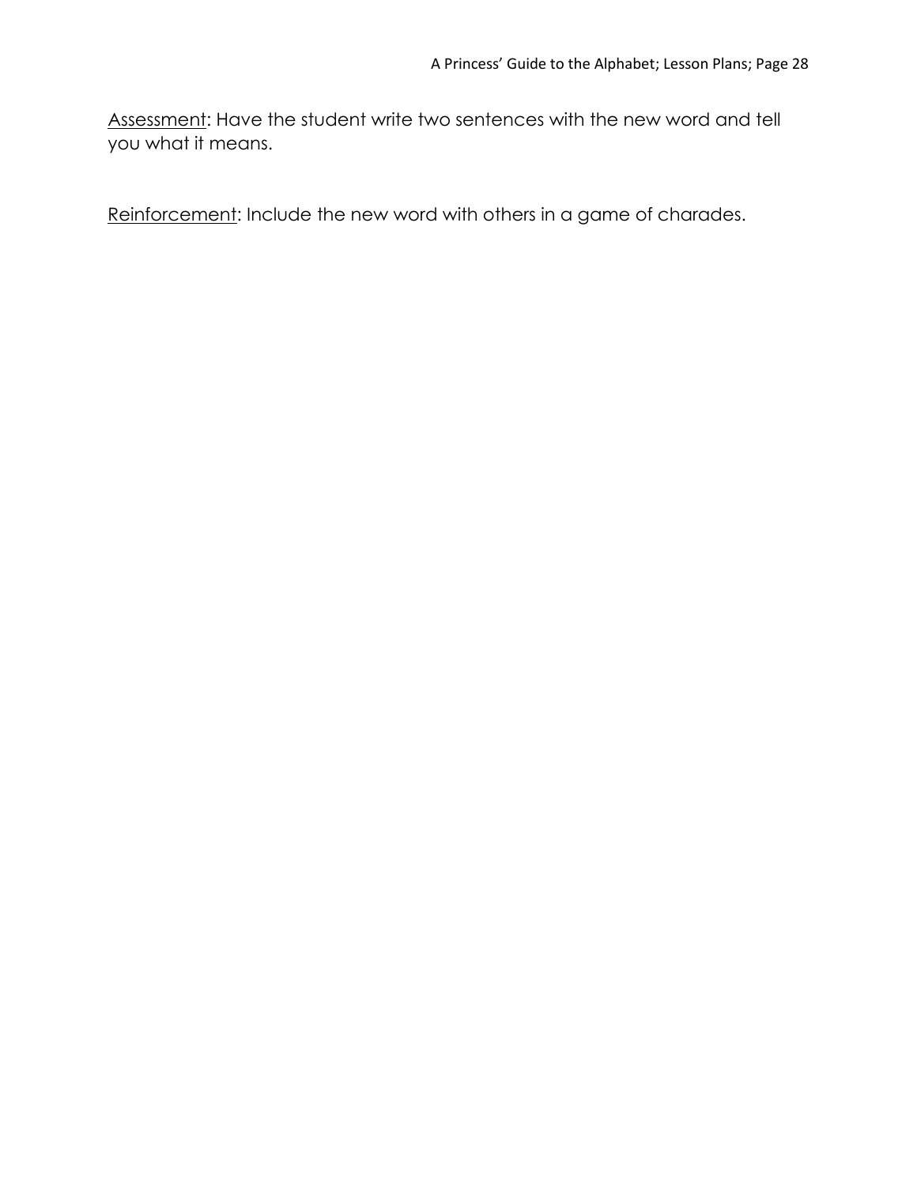<u>Assessment</u>: Have the student write two sentences with the new word and tell you what it means.

<u>Reinforcement</u>: Include the new word with others in a game of charades.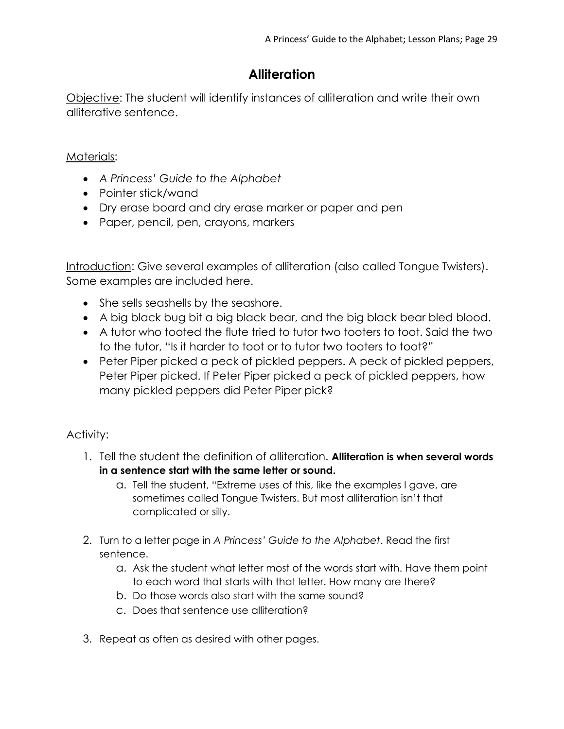# Alliteration

<u>Objective</u>: The student will identify instances of alliteration and write their own alliterative sentence.

<u>Materials</u>:

- *A Princess' Guide to the Alphabet*
- Pointer stick/wand
- Dry erase board and dry erase marker or paper and pen
- Paper, pencil, pen, crayons, markers

<u>Introduction</u>: Give several examples of alliteration (also called Tongue Twisters). Some examples are included here.

- She sells seashells by the seashore.
- A big black bug bit a big black bear, and the big black bear bled blood.
- A tutor who tooted the flute tried to tutor two tooters to toot. Said the two to the tutor, "Is it harder to toot or to tutor two tooters to toot?"
- Peter Piper picked a peck of pickled peppers. A peck of pickled peppers, Peter Piper picked. If Peter Piper picked a peck of pickled peppers, how many pickled peppers did Peter Piper pick?

Activity:

1. Tell the student the definition of alliteration. **Alliteration is when several words in a sentence start with the same letter or sound.**
    a. Tell the student, "Extreme uses of this, like the examples I gave, are sometimes called Tongue Twisters. But most alliteration isn't that complicated or silly.
2. Turn to a letter page in *A Princess' Guide to the Alphabet*. Read the first sentence.
    a. Ask the student what letter most of the words start with. Have them point to each word that starts with that letter. How many are there?
    b. Do those words also start with the same sound?
    c. Does that sentence use alliteration?
3. Repeat as often as desired with other pages.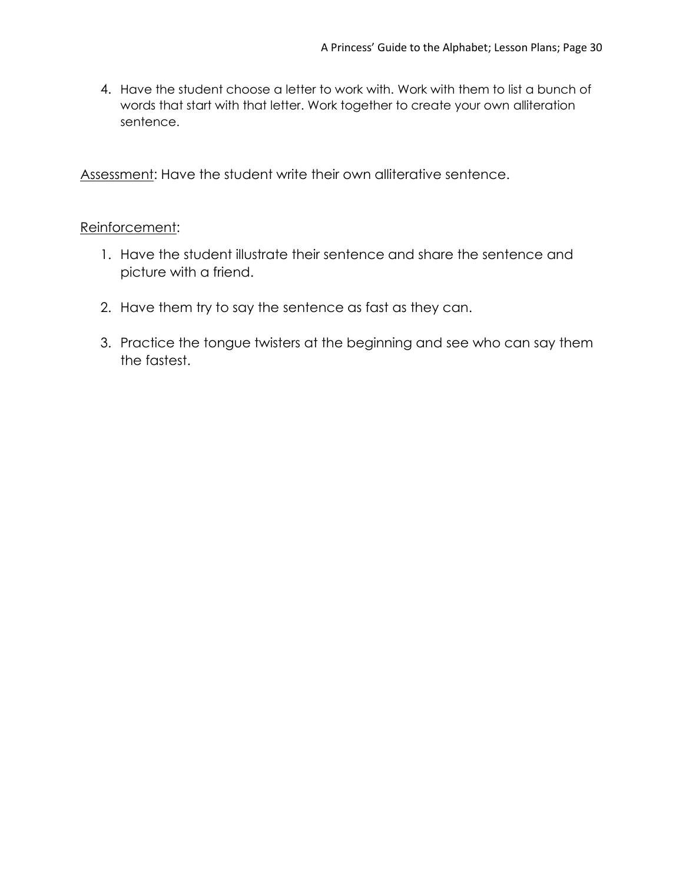4. Have the student choose a letter to work with. Work with them to list a bunch of words that start with that letter. Work together to create your own alliteration sentence.

<u>Assessment</u>: Have the student write their own alliterative sentence.

<u>Reinforcement</u>:

1. Have the student illustrate their sentence and share the sentence and picture with a friend.

2. Have them try to say the sentence as fast as they can.

3. Practice the tongue twisters at the beginning and see who can say them the fastest.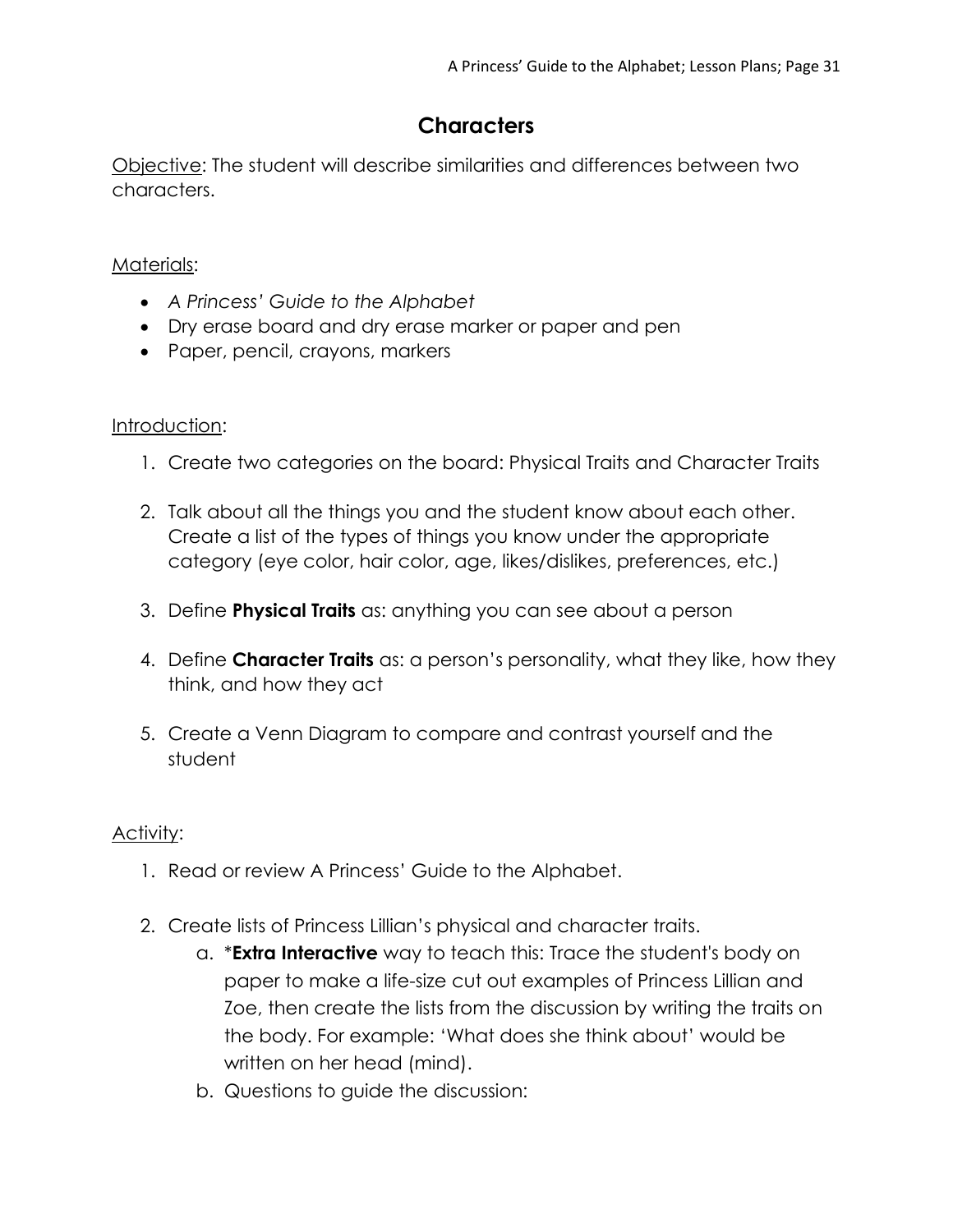# Characters

<u>Objective</u>: The student will describe similarities and differences between two characters.

<u>Materials</u>:

- *A Princess' Guide to the Alphabet*
- Dry erase board and dry erase marker or paper and pen
- Paper, pencil, crayons, markers

<u>Introduction</u>:

1. Create two categories on the board: Physical Traits and Character Traits

2. Talk about all the things you and the student know about each other. Create a list of the types of things you know under the appropriate category (eye color, hair color, age, likes/dislikes, preferences, etc.)

3. Define **Physical Traits** as: anything you can see about a person

4. Define **Character Traits** as: a person's personality, what they like, how they think, and how they act

5. Create a Venn Diagram to compare and contrast yourself and the student

<u>Activity</u>:

1. Read or review A Princess' Guide to the Alphabet.

2. Create lists of Princess Lillian's physical and character traits.
   a. ***Extra Interactive** way to teach this: Trace the student's body on paper to make a life-size cut out examples of Princess Lillian and Zoe, then create the lists from the discussion by writing the traits on the body. For example: 'What does she think about' would be written on her head (mind).
   b. Questions to guide the discussion: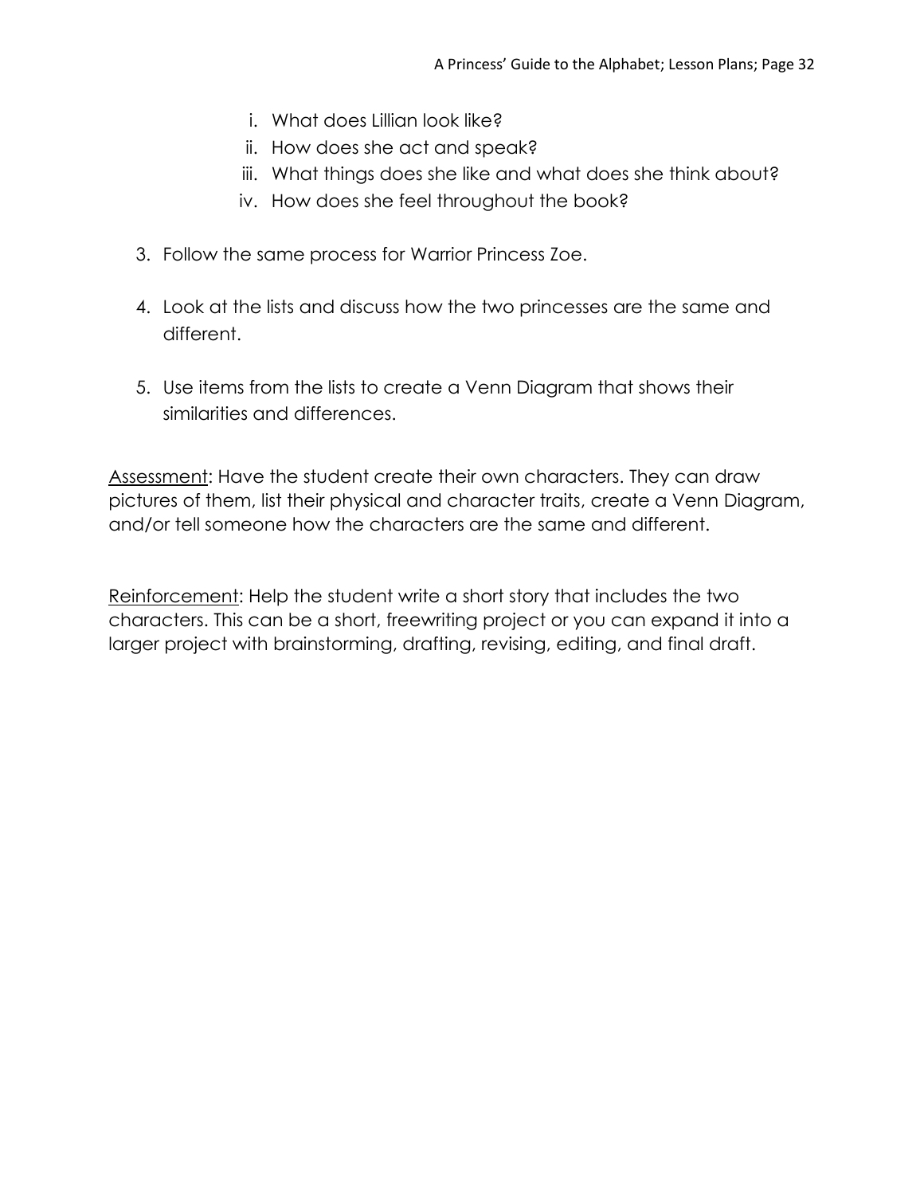i. What does Lillian look like?
   ii. How does she act and speak?
   iii. What things does she like and what does she think about?
   iv. How does she feel throughout the book?

3. Follow the same process for Warrior Princess Zoe.

4. Look at the lists and discuss how the two princesses are the same and different.

5. Use items from the lists to create a Venn Diagram that shows their similarities and differences.

<u>Assessment</u>: Have the student create their own characters. They can draw pictures of them, list their physical and character traits, create a Venn Diagram, and/or tell someone how the characters are the same and different.

<u>Reinforcement</u>: Help the student write a short story that includes the two characters. This can be a short, freewriting project or you can expand it into a larger project with brainstorming, drafting, revising, editing, and final draft.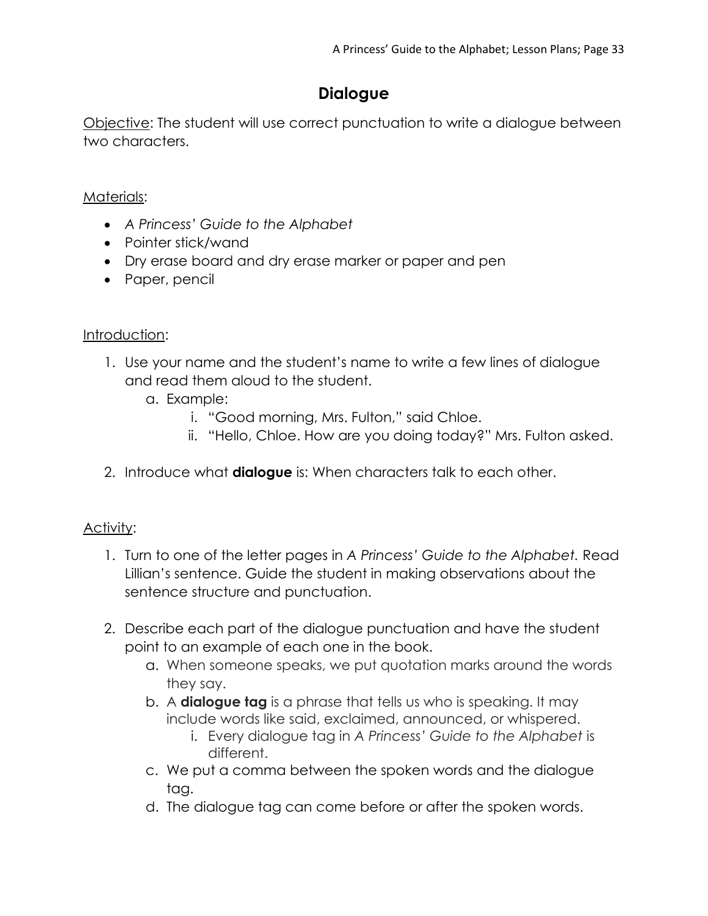# Dialogue

<u>Objective</u>: The student will use correct punctuation to write a dialogue between two characters.

<u>Materials</u>:

- *A Princess' Guide to the Alphabet*
- Pointer stick/wand
- Dry erase board and dry erase marker or paper and pen
- Paper, pencil

<u>Introduction</u>:

1. Use your name and the student's name to write a few lines of dialogue and read them aloud to the student.
   a. Example:
      i. "Good morning, Mrs. Fulton," said Chloe.
      ii. "Hello, Chloe. How are you doing today?" Mrs. Fulton asked.
2. Introduce what **dialogue** is: When characters talk to each other.

<u>Activity</u>:

1. Turn to one of the letter pages in *A Princess' Guide to the Alphabet.* Read Lillian's sentence. Guide the student in making observations about the sentence structure and punctuation.
2. Describe each part of the dialogue punctuation and have the student point to an example of each one in the book.
   a. When someone speaks, we put quotation marks around the words they say.
   b. A **dialogue tag** is a phrase that tells us who is speaking. It may include words like said, exclaimed, announced, or whispered.
      i. Every dialogue tag in *A Princess' Guide to the Alphabet* is different.
   c. We put a comma between the spoken words and the dialogue tag.
   d. The dialogue tag can come before or after the spoken words.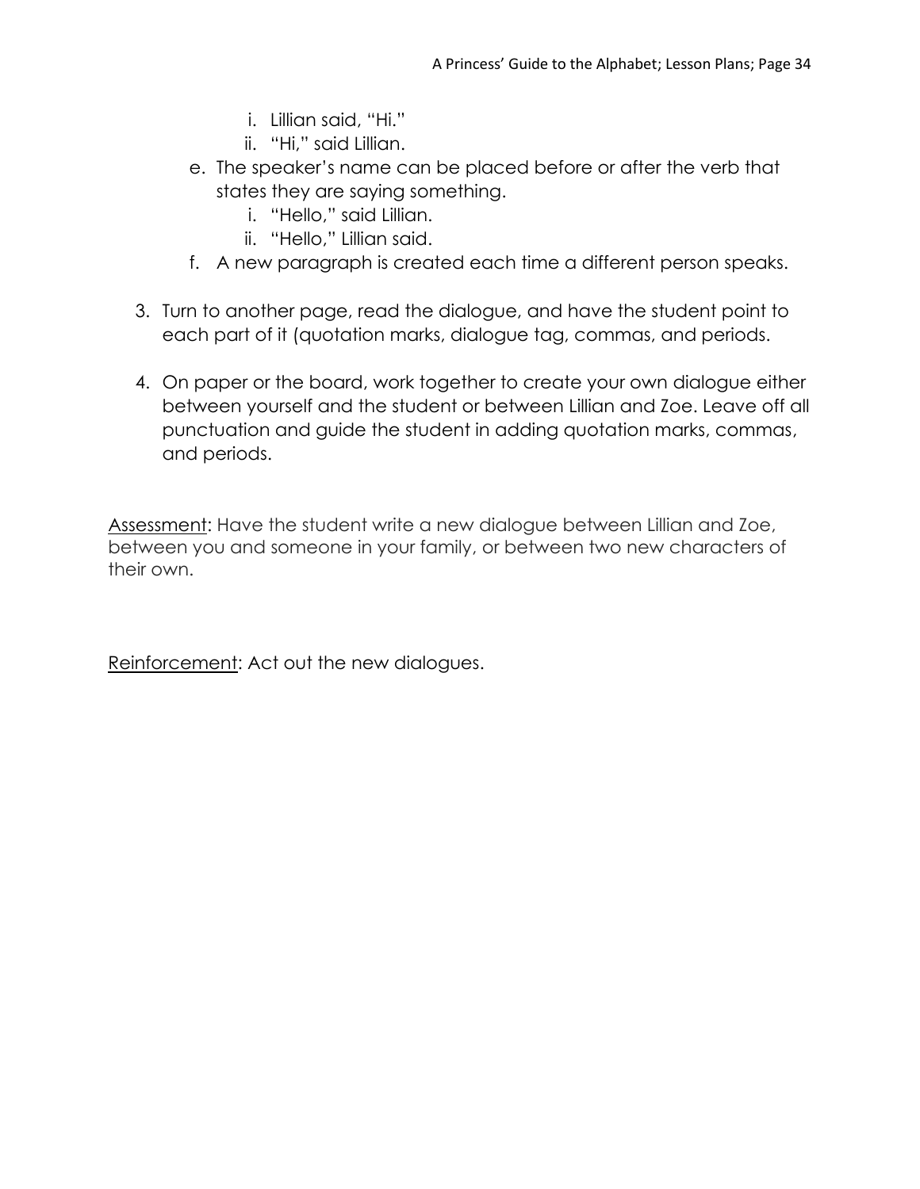i. Lillian said, "Hi."
      ii. "Hi," said Lillian.

   e. The speaker's name can be placed before or after the verb that states they are saying something.
      i. "Hello," said Lillian.
      ii. "Hello," Lillian said.
   f. A new paragraph is created each time a different person speaks.

3. Turn to another page, read the dialogue, and have the student point to each part of it (quotation marks, dialogue tag, commas, and periods.

4. On paper or the board, work together to create your own dialogue either between yourself and the student or between Lillian and Zoe. Leave off all punctuation and guide the student in adding quotation marks, commas, and periods.

<u>Assessment</u>: Have the student write a new dialogue between Lillian and Zoe, between you and someone in your family, or between two new characters of their own.

<u>Reinforcement</u>: Act out the new dialogues.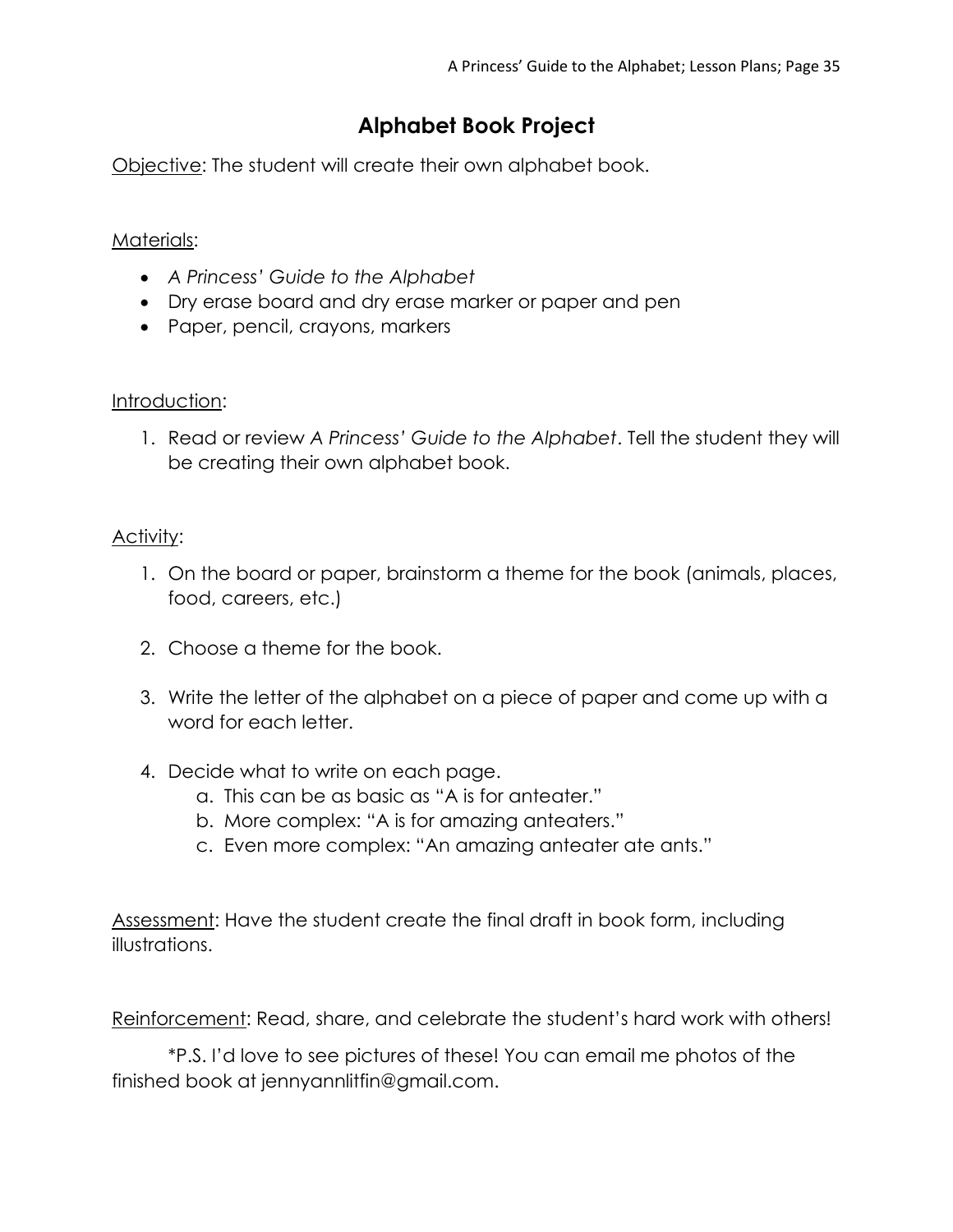# Alphabet Book Project

<u>Objective</u>: The student will create their own alphabet book.

<u>Materials</u>:

- *A Princess' Guide to the Alphabet*
- Dry erase board and dry erase marker or paper and pen
- Paper, pencil, crayons, markers

<u>Introduction</u>:

1. Read or review *A Princess' Guide to the Alphabet*. Tell the student they will be creating their own alphabet book.

<u>Activity</u>:

1. On the board or paper, brainstorm a theme for the book (animals, places, food, careers, etc.)

2. Choose a theme for the book.

3. Write the letter of the alphabet on a piece of paper and come up with a word for each letter.

4. Decide what to write on each page.
    a. This can be as basic as "A is for anteater."
    b. More complex: "A is for amazing anteaters."
    c. Even more complex: "An amazing anteater ate ants."

<u>Assessment</u>: Have the student create the final draft in book form, including illustrations.

<u>Reinforcement</u>: Read, share, and celebrate the student's hard work with others!

*P.S. I'd love to see pictures of these! You can email me photos of the finished book at jennyannlitfin@gmail.com.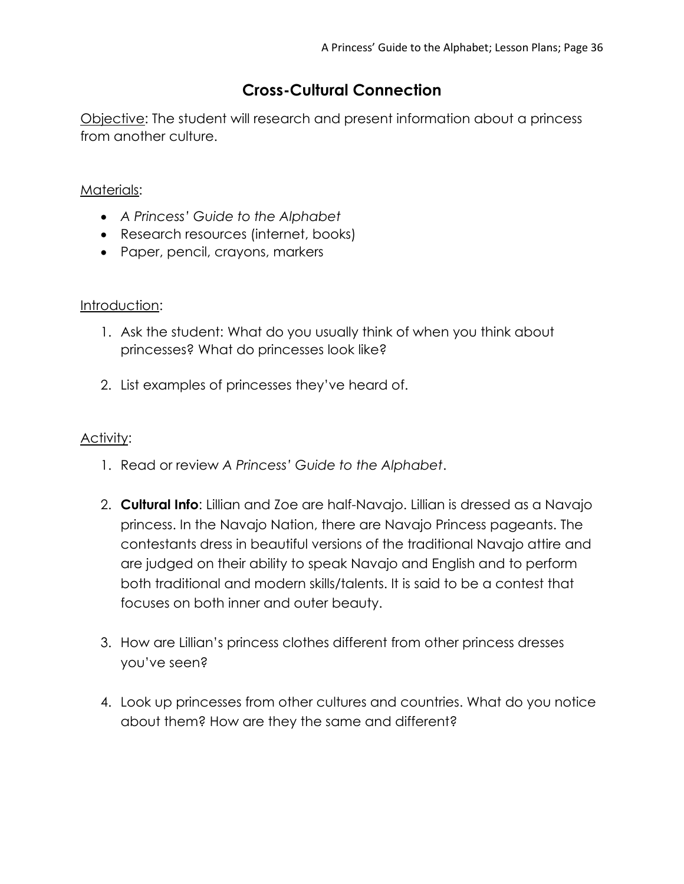# Cross-Cultural Connection

<u>Objective</u>: The student will research and present information about a princess from another culture.

<u>Materials</u>:

- *A Princess' Guide to the Alphabet*
- Research resources (internet, books)
- Paper, pencil, crayons, markers

<u>Introduction</u>:

1. Ask the student: What do you usually think of when you think about princesses? What do princesses look like?

2. List examples of princesses they've heard of.

<u>Activity</u>:

1. Read or review *A Princess' Guide to the Alphabet*.

2. **Cultural Info**: Lillian and Zoe are half-Navajo. Lillian is dressed as a Navajo princess. In the Navajo Nation, there are Navajo Princess pageants. The contestants dress in beautiful versions of the traditional Navajo attire and are judged on their ability to speak Navajo and English and to perform both traditional and modern skills/talents. It is said to be a contest that focuses on both inner and outer beauty.

3. How are Lillian's princess clothes different from other princess dresses you've seen?

4. Look up princesses from other cultures and countries. What do you notice about them? How are they the same and different?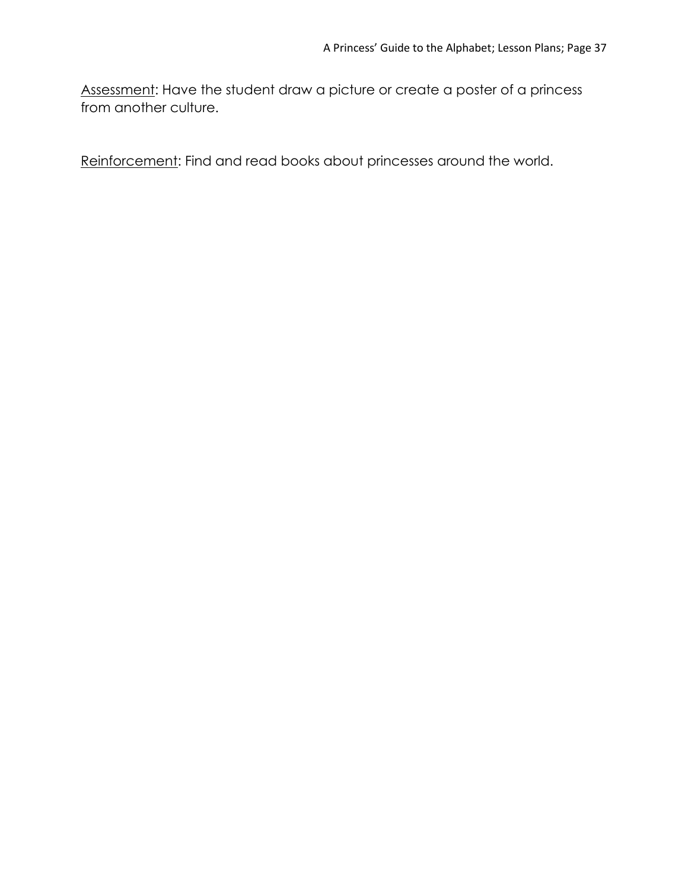<u>Assessment</u>: Have the student draw a picture or create a poster of a princess from another culture.

<u>Reinforcement</u>: Find and read books about princesses around the world.